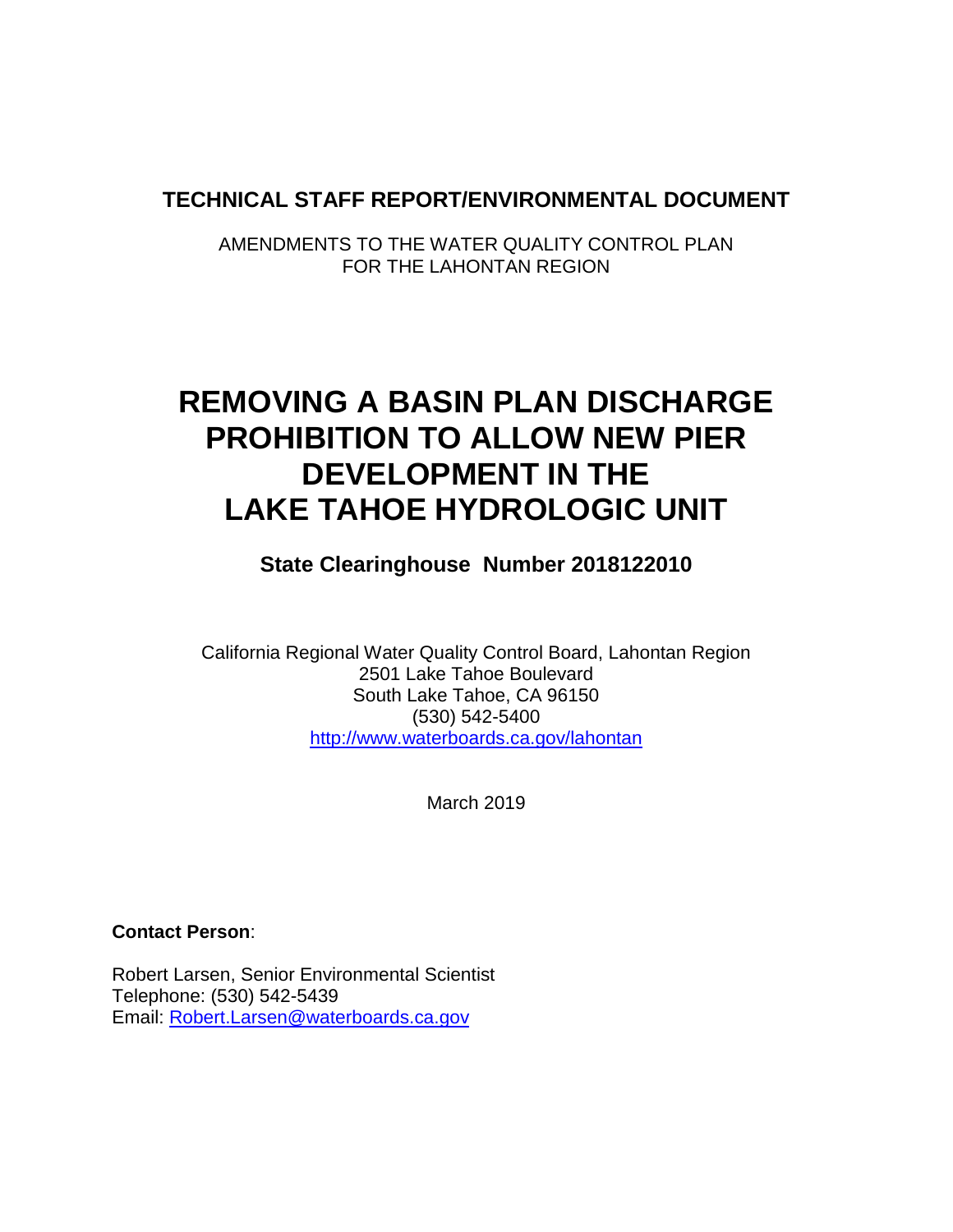**TECHNICAL STAFF REPORT/ENVIRONMENTAL DOCUMENT**

AMENDMENTS TO THE WATER QUALITY CONTROL PLAN
FOR THE LAHONTAN REGION

# REMOVING A BASIN PLAN DISCHARGE PROHIBITION TO ALLOW NEW PIER DEVELOPMENT IN THE LAKE TAHOE HYDROLOGIC UNIT

**State Clearinghouse Number 2018122010**

California Regional Water Quality Control Board, Lahontan Region
2501 Lake Tahoe Boulevard
South Lake Tahoe, CA 96150
(530) 542-5400
http://www.waterboards.ca.gov/lahontan

March 2019

**Contact Person**:

Robert Larsen, Senior Environmental Scientist
Telephone: (530) 542-5439
Email: Robert.Larsen@waterboards.ca.gov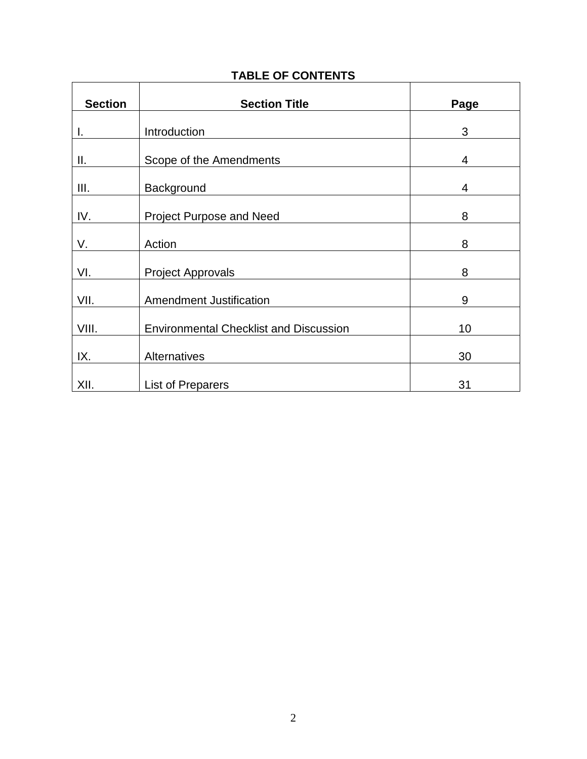**TABLE OF CONTENTS**

| Section | Section Title | Page |
|---|---|---|
| I. | Introduction | 3 |
| II. | Scope of the Amendments | 4 |
| III. | Background | 4 |
| IV. | Project Purpose and Need | 8 |
| V. | Action | 8 |
| VI. | Project Approvals | 8 |
| VII. | Amendment Justification | 9 |
| VIII. | Environmental Checklist and Discussion | 10 |
| IX. | Alternatives | 30 |
| XII. | List of Preparers | 31 |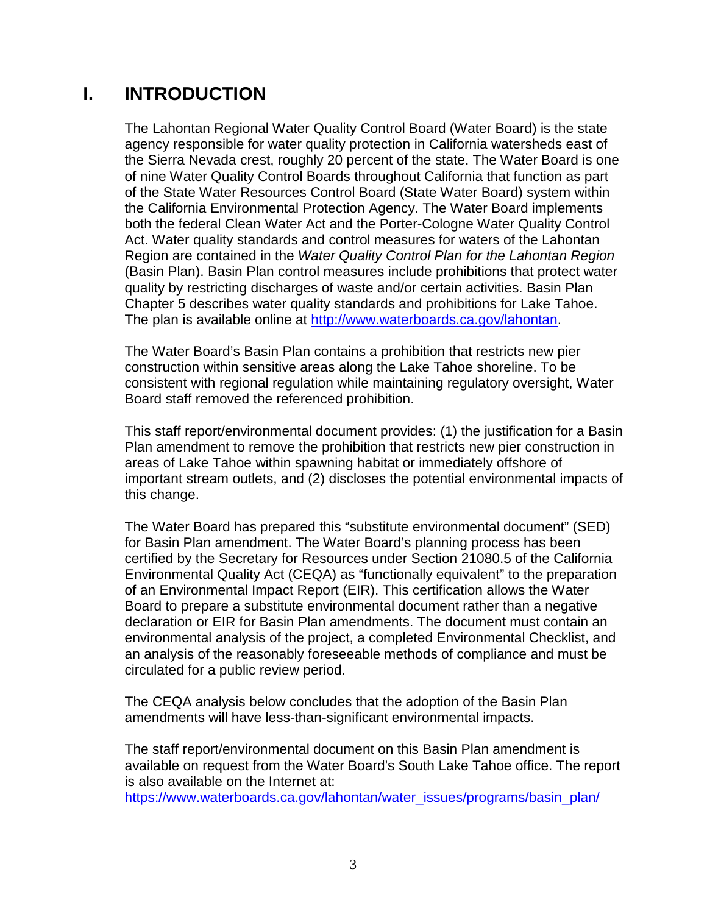# I. INTRODUCTION

The Lahontan Regional Water Quality Control Board (Water Board) is the state agency responsible for water quality protection in California watersheds east of the Sierra Nevada crest, roughly 20 percent of the state. The Water Board is one of nine Water Quality Control Boards throughout California that function as part of the State Water Resources Control Board (State Water Board) system within the California Environmental Protection Agency. The Water Board implements both the federal Clean Water Act and the Porter-Cologne Water Quality Control Act. Water quality standards and control measures for waters of the Lahontan Region are contained in the *Water Quality Control Plan for the Lahontan Region* (Basin Plan). Basin Plan control measures include prohibitions that protect water quality by restricting discharges of waste and/or certain activities. Basin Plan Chapter 5 describes water quality standards and prohibitions for Lake Tahoe. The plan is available online at [http://www.waterboards.ca.gov/lahontan](http://www.waterboards.ca.gov/lahontan).

The Water Board's Basin Plan contains a prohibition that restricts new pier construction within sensitive areas along the Lake Tahoe shoreline. To be consistent with regional regulation while maintaining regulatory oversight, Water Board staff removed the referenced prohibition.

This staff report/environmental document provides: (1) the justification for a Basin Plan amendment to remove the prohibition that restricts new pier construction in areas of Lake Tahoe within spawning habitat or immediately offshore of important stream outlets, and (2) discloses the potential environmental impacts of this change.

The Water Board has prepared this "substitute environmental document" (SED) for Basin Plan amendment. The Water Board's planning process has been certified by the Secretary for Resources under Section 21080.5 of the California Environmental Quality Act (CEQA) as "functionally equivalent" to the preparation of an Environmental Impact Report (EIR). This certification allows the Water Board to prepare a substitute environmental document rather than a negative declaration or EIR for Basin Plan amendments. The document must contain an environmental analysis of the project, a completed Environmental Checklist, and an analysis of the reasonably foreseeable methods of compliance and must be circulated for a public review period.

The CEQA analysis below concludes that the adoption of the Basin Plan amendments will have less-than-significant environmental impacts.

The staff report/environmental document on this Basin Plan amendment is available on request from the Water Board's South Lake Tahoe office. The report is also available on the Internet at:
[https://www.waterboards.ca.gov/lahontan/water_issues/programs/basin_plan/](https://www.waterboards.ca.gov/lahontan/water_issues/programs/basin_plan/)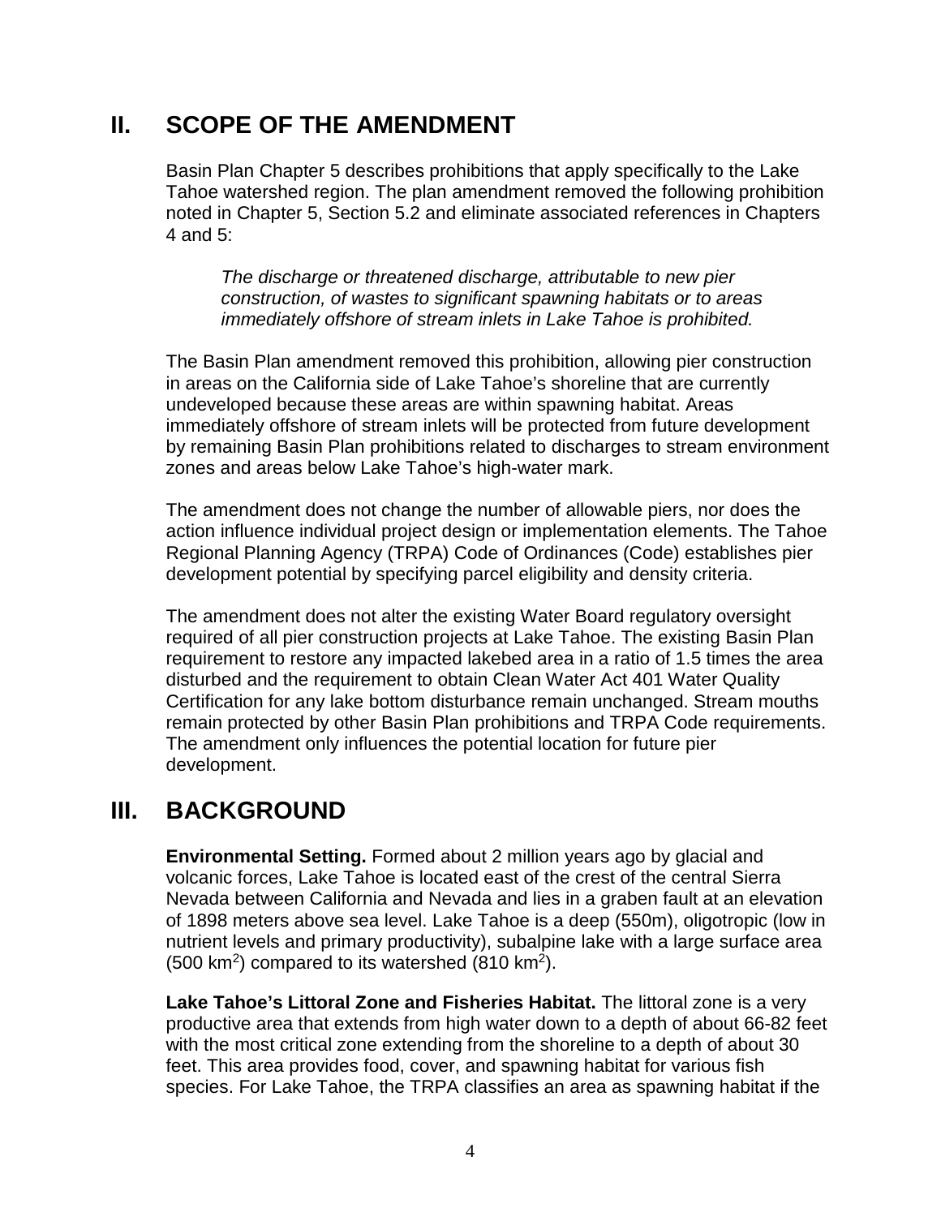## II. SCOPE OF THE AMENDMENT

Basin Plan Chapter 5 describes prohibitions that apply specifically to the Lake Tahoe watershed region. The plan amendment removed the following prohibition noted in Chapter 5, Section 5.2 and eliminate associated references in Chapters 4 and 5:

> *The discharge or threatened discharge, attributable to new pier construction, of wastes to significant spawning habitats or to areas immediately offshore of stream inlets in Lake Tahoe is prohibited.*

The Basin Plan amendment removed this prohibition, allowing pier construction in areas on the California side of Lake Tahoe's shoreline that are currently undeveloped because these areas are within spawning habitat. Areas immediately offshore of stream inlets will be protected from future development by remaining Basin Plan prohibitions related to discharges to stream environment zones and areas below Lake Tahoe's high-water mark.

The amendment does not change the number of allowable piers, nor does the action influence individual project design or implementation elements. The Tahoe Regional Planning Agency (TRPA) Code of Ordinances (Code) establishes pier development potential by specifying parcel eligibility and density criteria.

The amendment does not alter the existing Water Board regulatory oversight required of all pier construction projects at Lake Tahoe. The existing Basin Plan requirement to restore any impacted lakebed area in a ratio of 1.5 times the area disturbed and the requirement to obtain Clean Water Act 401 Water Quality Certification for any lake bottom disturbance remain unchanged. Stream mouths remain protected by other Basin Plan prohibitions and TRPA Code requirements. The amendment only influences the potential location for future pier development.

## III. BACKGROUND

**Environmental Setting.** Formed about 2 million years ago by glacial and volcanic forces, Lake Tahoe is located east of the crest of the central Sierra Nevada between California and Nevada and lies in a graben fault at an elevation of 1898 meters above sea level. Lake Tahoe is a deep (550m), oligotropic (low in nutrient levels and primary productivity), subalpine lake with a large surface area (500 $km^2$) compared to its watershed (810 $km^2$).

**Lake Tahoe's Littoral Zone and Fisheries Habitat.** The littoral zone is a very productive area that extends from high water down to a depth of about 66-82 feet with the most critical zone extending from the shoreline to a depth of about 30 feet. This area provides food, cover, and spawning habitat for various fish species. For Lake Tahoe, the TRPA classifies an area as spawning habitat if the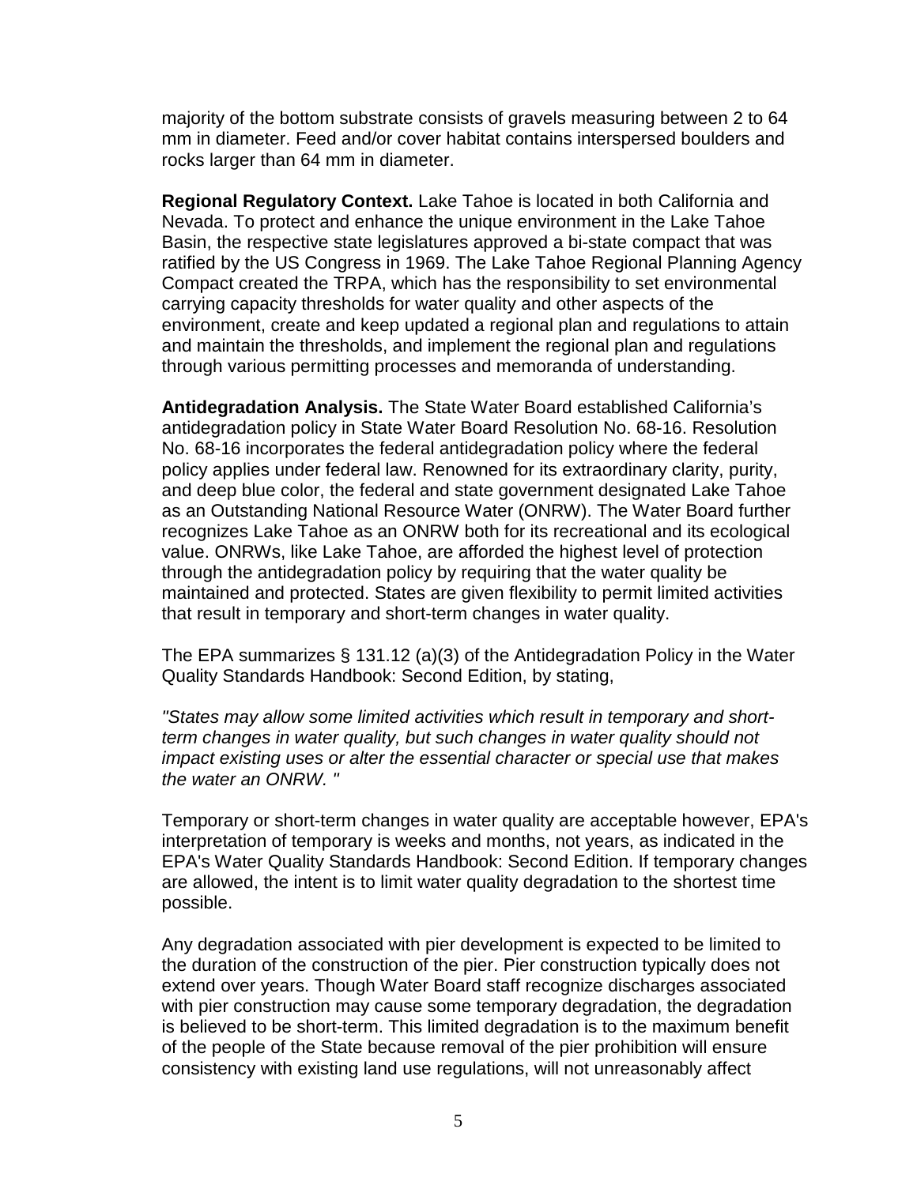majority of the bottom substrate consists of gravels measuring between 2 to 64 mm in diameter. Feed and/or cover habitat contains interspersed boulders and rocks larger than 64 mm in diameter.

**Regional Regulatory Context.** Lake Tahoe is located in both California and Nevada. To protect and enhance the unique environment in the Lake Tahoe Basin, the respective state legislatures approved a bi-state compact that was ratified by the US Congress in 1969. The Lake Tahoe Regional Planning Agency Compact created the TRPA, which has the responsibility to set environmental carrying capacity thresholds for water quality and other aspects of the environment, create and keep updated a regional plan and regulations to attain and maintain the thresholds, and implement the regional plan and regulations through various permitting processes and memoranda of understanding.

**Antidegradation Analysis.** The State Water Board established California's antidegradation policy in State Water Board Resolution No. 68-16. Resolution No. 68-16 incorporates the federal antidegradation policy where the federal policy applies under federal law. Renowned for its extraordinary clarity, purity, and deep blue color, the federal and state government designated Lake Tahoe as an Outstanding National Resource Water (ONRW). The Water Board further recognizes Lake Tahoe as an ONRW both for its recreational and its ecological value. ONRWs, like Lake Tahoe, are afforded the highest level of protection through the antidegradation policy by requiring that the water quality be maintained and protected. States are given flexibility to permit limited activities that result in temporary and short-term changes in water quality.

The EPA summarizes § 131.12 (a)(3) of the Antidegradation Policy in the Water Quality Standards Handbook: Second Edition, by stating,

*"States may allow some limited activities which result in temporary and short-term changes in water quality, but such changes in water quality should not impact existing uses or alter the essential character or special use that makes the water an ONRW. "*

Temporary or short-term changes in water quality are acceptable however, EPA's interpretation of temporary is weeks and months, not years, as indicated in the EPA's Water Quality Standards Handbook: Second Edition. If temporary changes are allowed, the intent is to limit water quality degradation to the shortest time possible.

Any degradation associated with pier development is expected to be limited to the duration of the construction of the pier. Pier construction typically does not extend over years. Though Water Board staff recognize discharges associated with pier construction may cause some temporary degradation, the degradation is believed to be short-term. This limited degradation is to the maximum benefit of the people of the State because removal of the pier prohibition will ensure consistency with existing land use regulations, will not unreasonably affect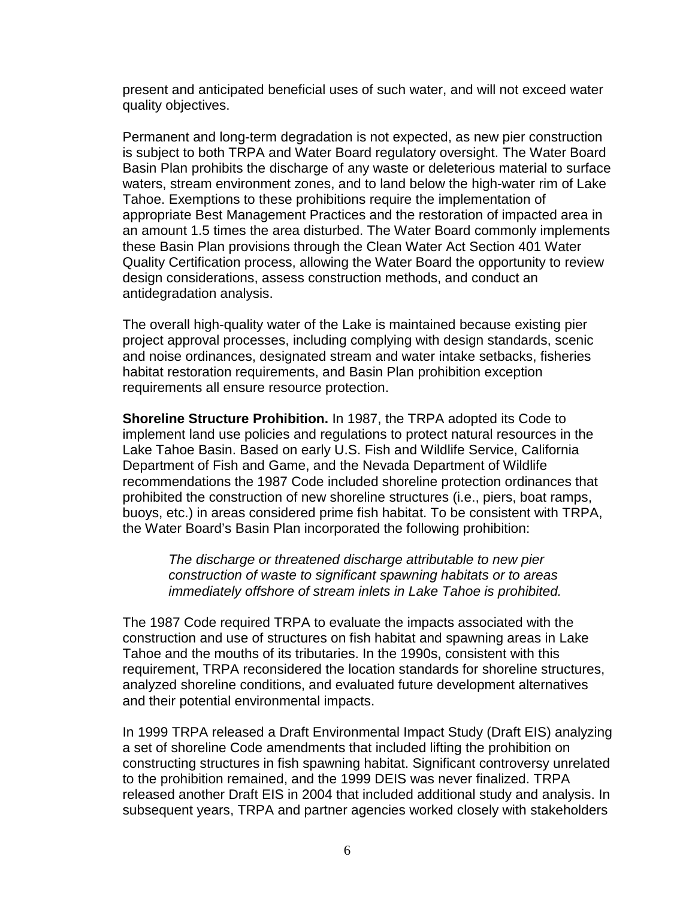present and anticipated beneficial uses of such water, and will not exceed water quality objectives.

Permanent and long-term degradation is not expected, as new pier construction is subject to both TRPA and Water Board regulatory oversight. The Water Board Basin Plan prohibits the discharge of any waste or deleterious material to surface waters, stream environment zones, and to land below the high-water rim of Lake Tahoe. Exemptions to these prohibitions require the implementation of appropriate Best Management Practices and the restoration of impacted area in an amount 1.5 times the area disturbed. The Water Board commonly implements these Basin Plan provisions through the Clean Water Act Section 401 Water Quality Certification process, allowing the Water Board the opportunity to review design considerations, assess construction methods, and conduct an antidegradation analysis.

The overall high-quality water of the Lake is maintained because existing pier project approval processes, including complying with design standards, scenic and noise ordinances, designated stream and water intake setbacks, fisheries habitat restoration requirements, and Basin Plan prohibition exception requirements all ensure resource protection.

**Shoreline Structure Prohibition.** In 1987, the TRPA adopted its Code to implement land use policies and regulations to protect natural resources in the Lake Tahoe Basin. Based on early U.S. Fish and Wildlife Service, California Department of Fish and Game, and the Nevada Department of Wildlife recommendations the 1987 Code included shoreline protection ordinances that prohibited the construction of new shoreline structures (i.e., piers, boat ramps, buoys, etc.) in areas considered prime fish habitat. To be consistent with TRPA, the Water Board's Basin Plan incorporated the following prohibition:

> *The discharge or threatened discharge attributable to new pier construction of waste to significant spawning habitats or to areas immediately offshore of stream inlets in Lake Tahoe is prohibited.*

The 1987 Code required TRPA to evaluate the impacts associated with the construction and use of structures on fish habitat and spawning areas in Lake Tahoe and the mouths of its tributaries. In the 1990s, consistent with this requirement, TRPA reconsidered the location standards for shoreline structures, analyzed shoreline conditions, and evaluated future development alternatives and their potential environmental impacts.

In 1999 TRPA released a Draft Environmental Impact Study (Draft EIS) analyzing a set of shoreline Code amendments that included lifting the prohibition on constructing structures in fish spawning habitat. Significant controversy unrelated to the prohibition remained, and the 1999 DEIS was never finalized. TRPA released another Draft EIS in 2004 that included additional study and analysis. In subsequent years, TRPA and partner agencies worked closely with stakeholders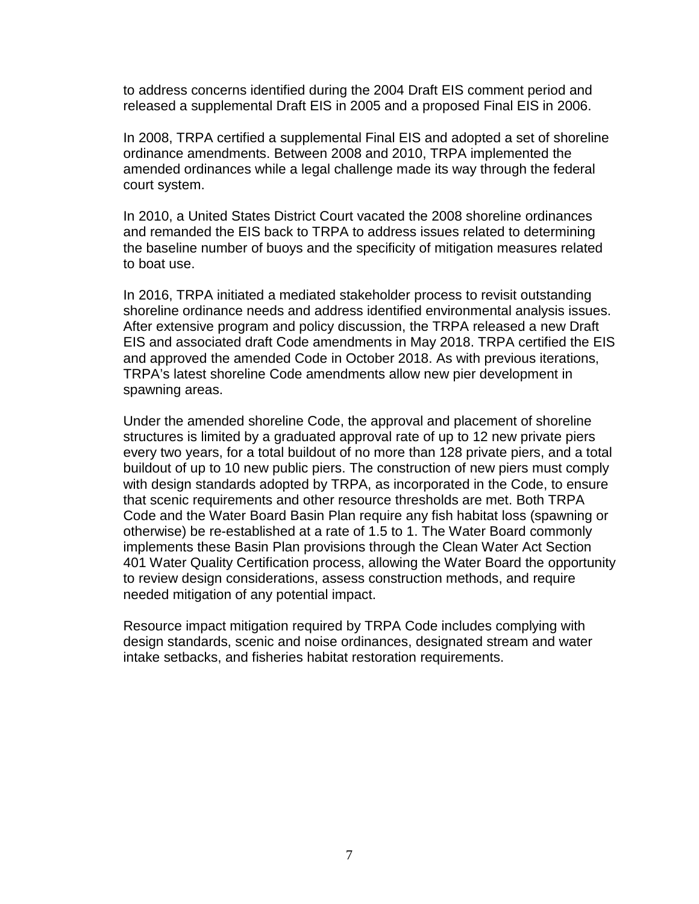to address concerns identified during the 2004 Draft EIS comment period and released a supplemental Draft EIS in 2005 and a proposed Final EIS in 2006.

In 2008, TRPA certified a supplemental Final EIS and adopted a set of shoreline ordinance amendments. Between 2008 and 2010, TRPA implemented the amended ordinances while a legal challenge made its way through the federal court system.

In 2010, a United States District Court vacated the 2008 shoreline ordinances and remanded the EIS back to TRPA to address issues related to determining the baseline number of buoys and the specificity of mitigation measures related to boat use.

In 2016, TRPA initiated a mediated stakeholder process to revisit outstanding shoreline ordinance needs and address identified environmental analysis issues. After extensive program and policy discussion, the TRPA released a new Draft EIS and associated draft Code amendments in May 2018. TRPA certified the EIS and approved the amended Code in October 2018. As with previous iterations, TRPA's latest shoreline Code amendments allow new pier development in spawning areas.

Under the amended shoreline Code, the approval and placement of shoreline structures is limited by a graduated approval rate of up to 12 new private piers every two years, for a total buildout of no more than 128 private piers, and a total buildout of up to 10 new public piers. The construction of new piers must comply with design standards adopted by TRPA, as incorporated in the Code, to ensure that scenic requirements and other resource thresholds are met. Both TRPA Code and the Water Board Basin Plan require any fish habitat loss (spawning or otherwise) be re-established at a rate of 1.5 to 1. The Water Board commonly implements these Basin Plan provisions through the Clean Water Act Section 401 Water Quality Certification process, allowing the Water Board the opportunity to review design considerations, assess construction methods, and require needed mitigation of any potential impact.

Resource impact mitigation required by TRPA Code includes complying with design standards, scenic and noise ordinances, designated stream and water intake setbacks, and fisheries habitat restoration requirements.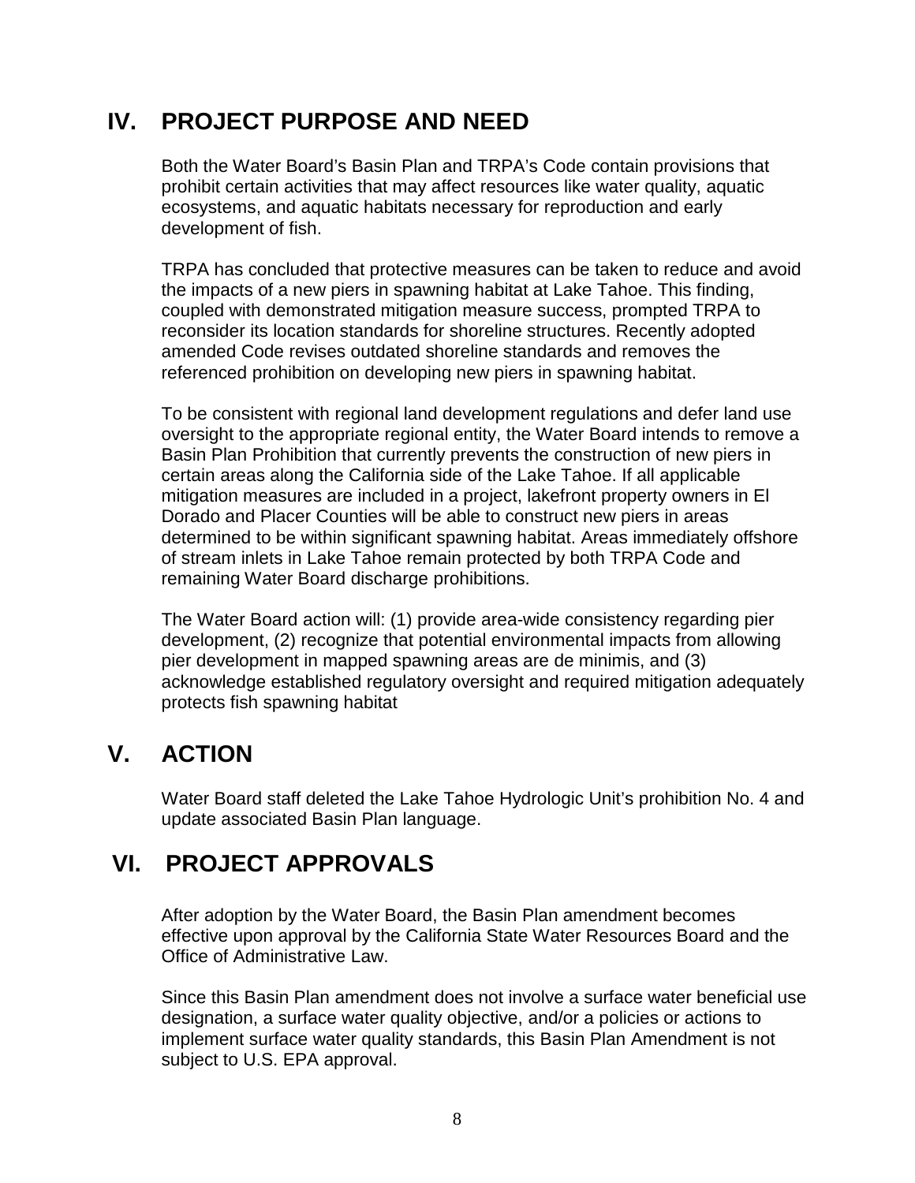## IV. PROJECT PURPOSE AND NEED

Both the Water Board's Basin Plan and TRPA's Code contain provisions that prohibit certain activities that may affect resources like water quality, aquatic ecosystems, and aquatic habitats necessary for reproduction and early development of fish.

TRPA has concluded that protective measures can be taken to reduce and avoid the impacts of a new piers in spawning habitat at Lake Tahoe. This finding, coupled with demonstrated mitigation measure success, prompted TRPA to reconsider its location standards for shoreline structures. Recently adopted amended Code revises outdated shoreline standards and removes the referenced prohibition on developing new piers in spawning habitat.

To be consistent with regional land development regulations and defer land use oversight to the appropriate regional entity, the Water Board intends to remove a Basin Plan Prohibition that currently prevents the construction of new piers in certain areas along the California side of the Lake Tahoe. If all applicable mitigation measures are included in a project, lakefront property owners in El Dorado and Placer Counties will be able to construct new piers in areas determined to be within significant spawning habitat. Areas immediately offshore of stream inlets in Lake Tahoe remain protected by both TRPA Code and remaining Water Board discharge prohibitions.

The Water Board action will: (1) provide area-wide consistency regarding pier development, (2) recognize that potential environmental impacts from allowing pier development in mapped spawning areas are de minimis, and (3) acknowledge established regulatory oversight and required mitigation adequately protects fish spawning habitat

## V. ACTION

Water Board staff deleted the Lake Tahoe Hydrologic Unit's prohibition No. 4 and update associated Basin Plan language.

## VI. PROJECT APPROVALS

After adoption by the Water Board, the Basin Plan amendment becomes effective upon approval by the California State Water Resources Board and the Office of Administrative Law.

Since this Basin Plan amendment does not involve a surface water beneficial use designation, a surface water quality objective, and/or a policies or actions to implement surface water quality standards, this Basin Plan Amendment is not subject to U.S. EPA approval.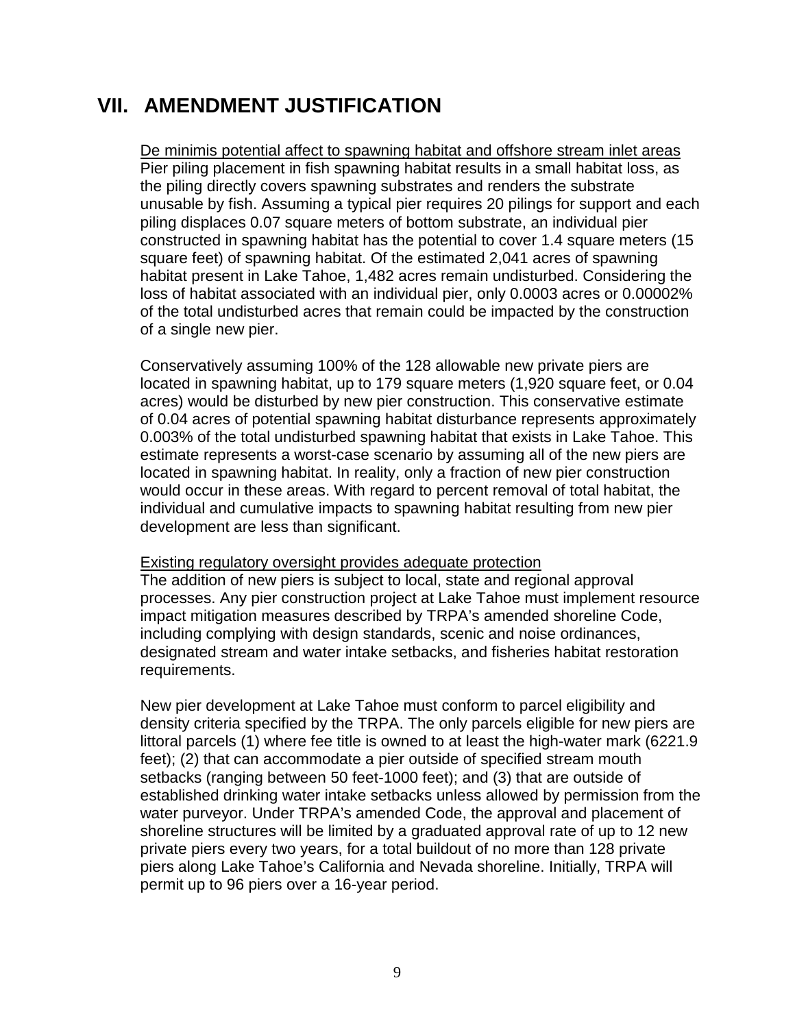# VII. AMENDMENT JUSTIFICATION

<u>De minimis potential affect to spawning habitat and offshore stream inlet areas</u>

Pier piling placement in fish spawning habitat results in a small habitat loss, as the piling directly covers spawning substrates and renders the substrate unusable by fish. Assuming a typical pier requires 20 pilings for support and each piling displaces 0.07 square meters of bottom substrate, an individual pier constructed in spawning habitat has the potential to cover 1.4 square meters (15 square feet) of spawning habitat. Of the estimated 2,041 acres of spawning habitat present in Lake Tahoe, 1,482 acres remain undisturbed. Considering the loss of habitat associated with an individual pier, only 0.0003 acres or 0.00002% of the total undisturbed acres that remain could be impacted by the construction of a single new pier.

Conservatively assuming 100% of the 128 allowable new private piers are located in spawning habitat, up to 179 square meters (1,920 square feet, or 0.04 acres) would be disturbed by new pier construction. This conservative estimate of 0.04 acres of potential spawning habitat disturbance represents approximately 0.003% of the total undisturbed spawning habitat that exists in Lake Tahoe. This estimate represents a worst-case scenario by assuming all of the new piers are located in spawning habitat. In reality, only a fraction of new pier construction would occur in these areas. With regard to percent removal of total habitat, the individual and cumulative impacts to spawning habitat resulting from new pier development are less than significant.

<u>Existing regulatory oversight provides adequate protection</u>

The addition of new piers is subject to local, state and regional approval processes. Any pier construction project at Lake Tahoe must implement resource impact mitigation measures described by TRPA's amended shoreline Code, including complying with design standards, scenic and noise ordinances, designated stream and water intake setbacks, and fisheries habitat restoration requirements.

New pier development at Lake Tahoe must conform to parcel eligibility and density criteria specified by the TRPA. The only parcels eligible for new piers are littoral parcels (1) where fee title is owned to at least the high-water mark (6221.9 feet); (2) that can accommodate a pier outside of specified stream mouth setbacks (ranging between 50 feet-1000 feet); and (3) that are outside of established drinking water intake setbacks unless allowed by permission from the water purveyor. Under TRPA's amended Code, the approval and placement of shoreline structures will be limited by a graduated approval rate of up to 12 new private piers every two years, for a total buildout of no more than 128 private piers along Lake Tahoe's California and Nevada shoreline. Initially, TRPA will permit up to 96 piers over a 16-year period.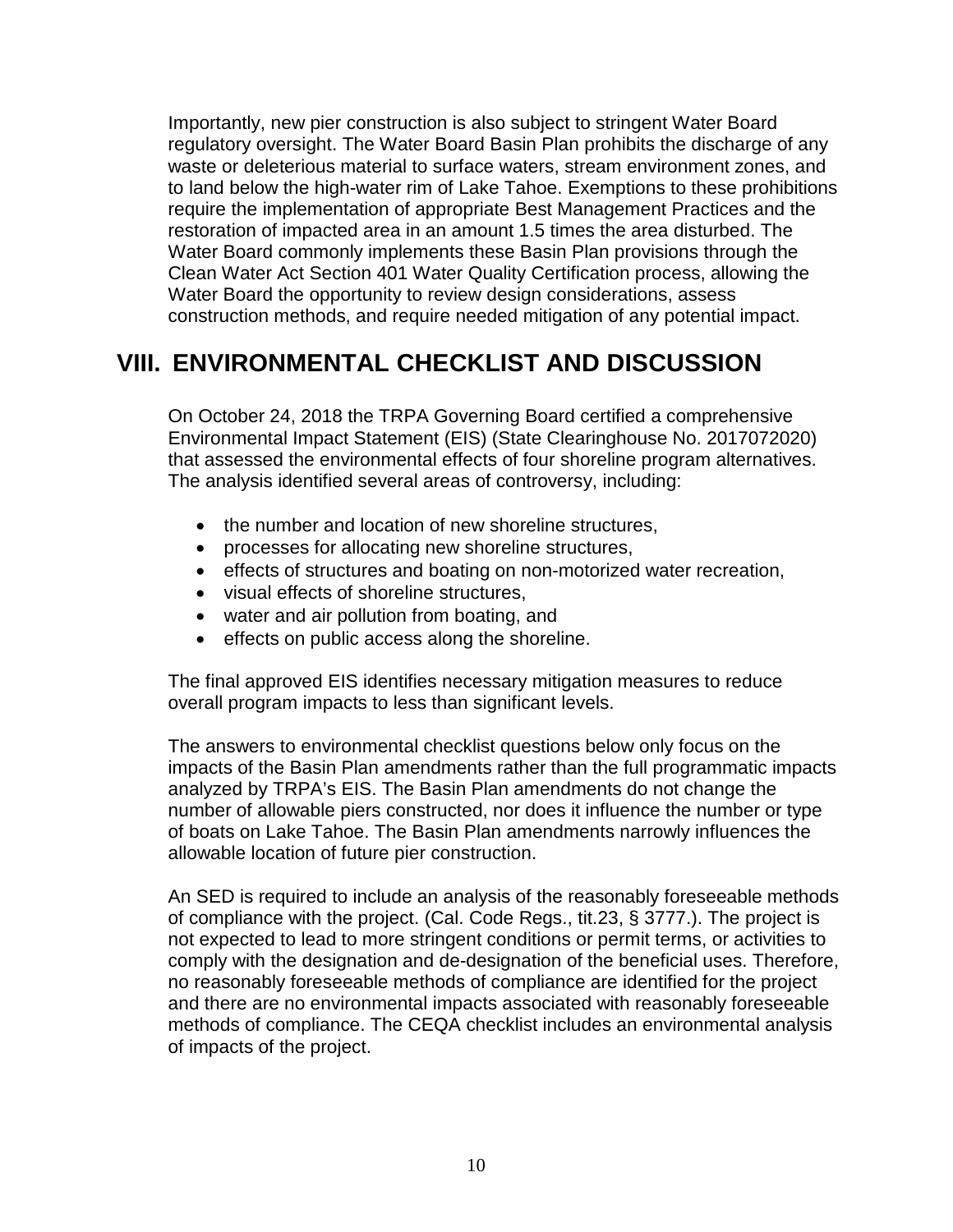Importantly, new pier construction is also subject to stringent Water Board regulatory oversight. The Water Board Basin Plan prohibits the discharge of any waste or deleterious material to surface waters, stream environment zones, and to land below the high-water rim of Lake Tahoe. Exemptions to these prohibitions require the implementation of appropriate Best Management Practices and the restoration of impacted area in an amount 1.5 times the area disturbed. The Water Board commonly implements these Basin Plan provisions through the Clean Water Act Section 401 Water Quality Certification process, allowing the Water Board the opportunity to review design considerations, assess construction methods, and require needed mitigation of any potential impact.

## VIII. ENVIRONMENTAL CHECKLIST AND DISCUSSION

On October 24, 2018 the TRPA Governing Board certified a comprehensive Environmental Impact Statement (EIS) (State Clearinghouse No. 2017072020) that assessed the environmental effects of four shoreline program alternatives. The analysis identified several areas of controversy, including:

- the number and location of new shoreline structures,
- processes for allocating new shoreline structures,
- effects of structures and boating on non-motorized water recreation,
- visual effects of shoreline structures,
- water and air pollution from boating, and
- effects on public access along the shoreline.

The final approved EIS identifies necessary mitigation measures to reduce overall program impacts to less than significant levels.

The answers to environmental checklist questions below only focus on the impacts of the Basin Plan amendments rather than the full programmatic impacts analyzed by TRPA's EIS. The Basin Plan amendments do not change the number of allowable piers constructed, nor does it influence the number or type of boats on Lake Tahoe. The Basin Plan amendments narrowly influences the allowable location of future pier construction.

An SED is required to include an analysis of the reasonably foreseeable methods of compliance with the project. (Cal. Code Regs., tit.23, § 3777.). The project is not expected to lead to more stringent conditions or permit terms, or activities to comply with the designation and de-designation of the beneficial uses. Therefore, no reasonably foreseeable methods of compliance are identified for the project and there are no environmental impacts associated with reasonably foreseeable methods of compliance. The CEQA checklist includes an environmental analysis of impacts of the project.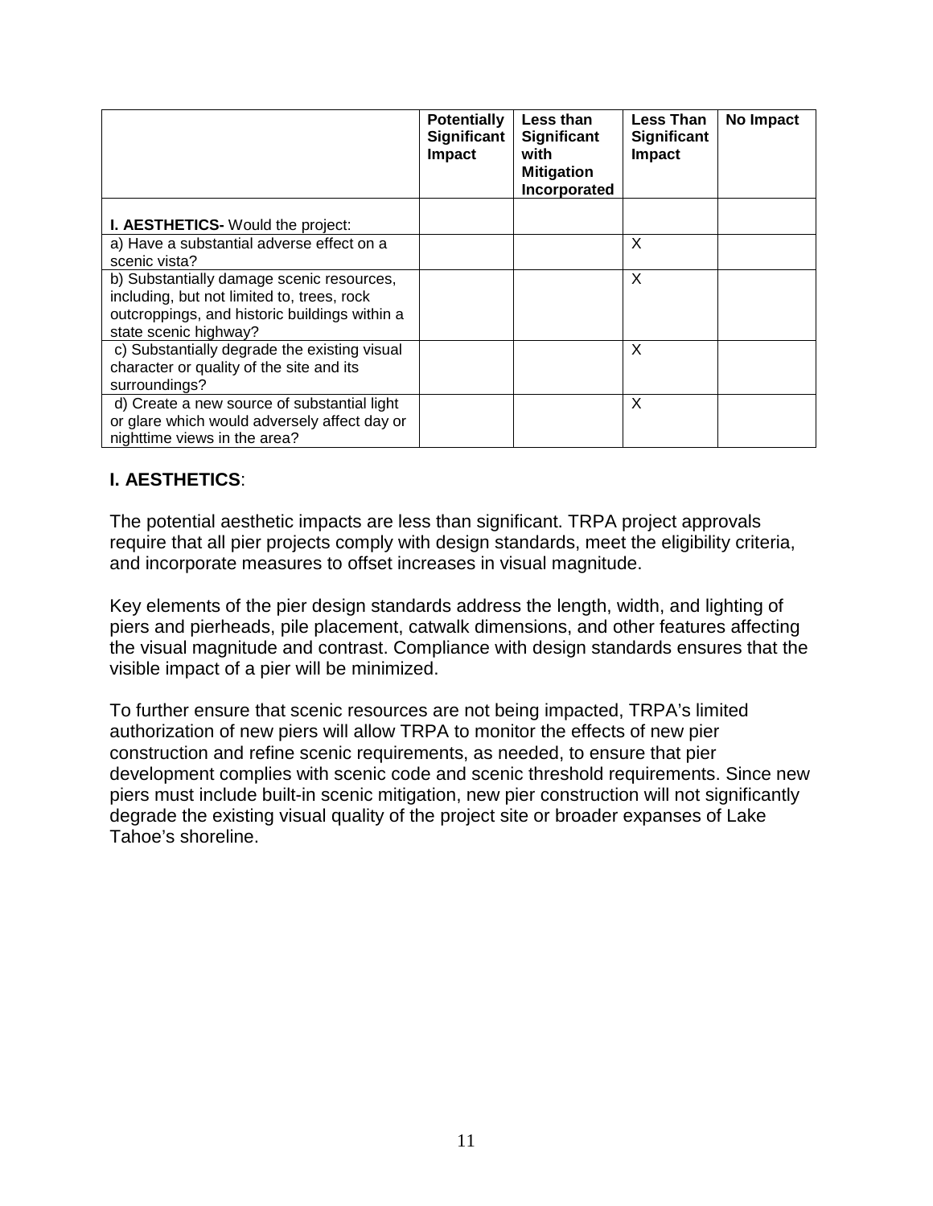| | Potentially Significant Impact | Less than Significant with Mitigation Incorporated | Less Than Significant Impact | No Impact |
|---|---|---|---|---|
| **I. AESTHETICS-** Would the project: | | | | |
| a) Have a substantial adverse effect on a scenic vista? | | | X | |
| b) Substantially damage scenic resources, including, but not limited to, trees, rock outcroppings, and historic buildings within a state scenic highway? | | | X | |
| c) Substantially degrade the existing visual character or quality of the site and its surroundings? | | | X | |
| d) Create a new source of substantial light or glare which would adversely affect day or nighttime views in the area? | | | X | |

**I. AESTHETICS**:

The potential aesthetic impacts are less than significant. TRPA project approvals require that all pier projects comply with design standards, meet the eligibility criteria, and incorporate measures to offset increases in visual magnitude.

Key elements of the pier design standards address the length, width, and lighting of piers and pierheads, pile placement, catwalk dimensions, and other features affecting the visual magnitude and contrast. Compliance with design standards ensures that the visible impact of a pier will be minimized.

To further ensure that scenic resources are not being impacted, TRPA's limited authorization of new piers will allow TRPA to monitor the effects of new pier construction and refine scenic requirements, as needed, to ensure that pier development complies with scenic code and scenic threshold requirements. Since new piers must include built-in scenic mitigation, new pier construction will not significantly degrade the existing visual quality of the project site or broader expanses of Lake Tahoe's shoreline.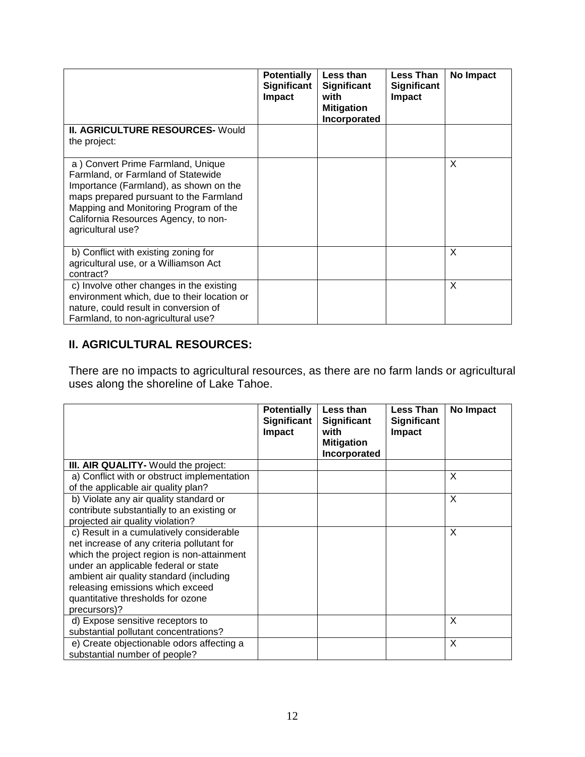| | Potentially Significant Impact | Less than Significant with Mitigation Incorporated | Less Than Significant Impact | No Impact |
|---|---|---|---|---|
| **II. AGRICULTURE RESOURCES-** Would the project: | | | | |
| a ) Convert Prime Farmland, Unique Farmland, or Farmland of Statewide Importance (Farmland), as shown on the maps prepared pursuant to the Farmland Mapping and Monitoring Program of the California Resources Agency, to non-agricultural use? | | | | X |
| b) Conflict with existing zoning for agricultural use, or a Williamson Act contract? | | | | X |
| c) Involve other changes in the existing environment which, due to their location or nature, could result in conversion of Farmland, to non-agricultural use? | | | | X |

## II. AGRICULTURAL RESOURCES:

There are no impacts to agricultural resources, as there are no farm lands or agricultural uses along the shoreline of Lake Tahoe.

| | Potentially Significant Impact | Less than Significant with Mitigation Incorporated | Less Than Significant Impact | No Impact |
|---|---|---|---|---|
| **III. AIR QUALITY-** Would the project: | | | | |
| a) Conflict with or obstruct implementation of the applicable air quality plan? | | | | X |
| b) Violate any air quality standard or contribute substantially to an existing or projected air quality violation? | | | | X |
| c) Result in a cumulatively considerable net increase of any criteria pollutant for which the project region is non-attainment under an applicable federal or state ambient air quality standard (including releasing emissions which exceed quantitative thresholds for ozone precursors)? | | | | X |
| d) Expose sensitive receptors to substantial pollutant concentrations? | | | | X |
| e) Create objectionable odors affecting a substantial number of people? | | | | X |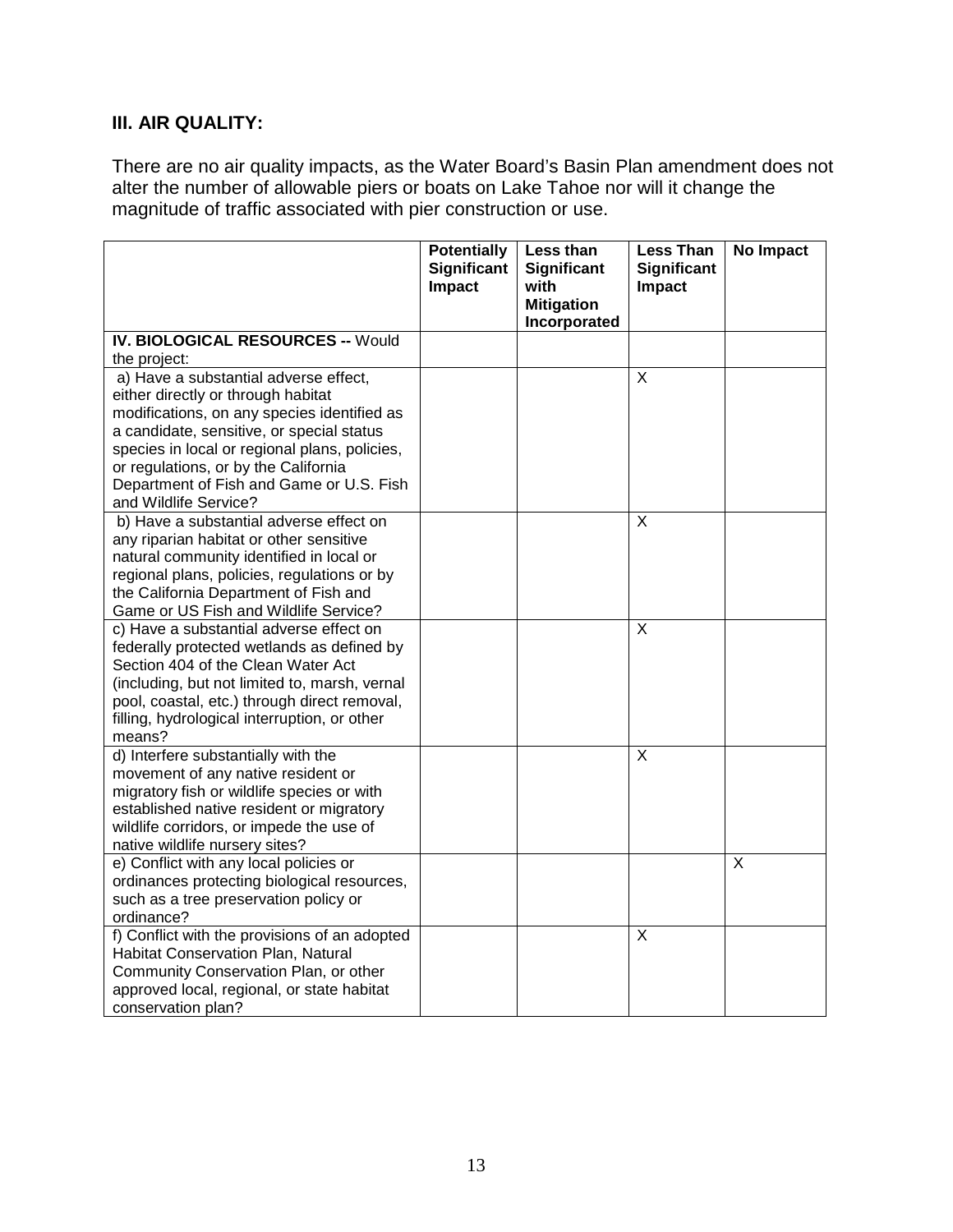### III. AIR QUALITY:

There are no air quality impacts, as the Water Board's Basin Plan amendment does not alter the number of allowable piers or boats on Lake Tahoe nor will it change the magnitude of traffic associated with pier construction or use.

| | Potentially Significant Impact | Less than Significant with Mitigation Incorporated | Less Than Significant Impact | No Impact |
|---|---|---|---|---|
| **IV. BIOLOGICAL RESOURCES --** Would the project: | | | | |
| a) Have a substantial adverse effect, either directly or through habitat modifications, on any species identified as a candidate, sensitive, or special status species in local or regional plans, policies, or regulations, or by the California Department of Fish and Game or U.S. Fish and Wildlife Service? | | | X | |
| b) Have a substantial adverse effect on any riparian habitat or other sensitive natural community identified in local or regional plans, policies, regulations or by the California Department of Fish and Game or US Fish and Wildlife Service? | | | X | |
| c) Have a substantial adverse effect on federally protected wetlands as defined by Section 404 of the Clean Water Act (including, but not limited to, marsh, vernal pool, coastal, etc.) through direct removal, filling, hydrological interruption, or other means? | | | X | |
| d) Interfere substantially with the movement of any native resident or migratory fish or wildlife species or with established native resident or migratory wildlife corridors, or impede the use of native wildlife nursery sites? | | | X | |
| e) Conflict with any local policies or ordinances protecting biological resources, such as a tree preservation policy or ordinance? | | | | X |
| f) Conflict with the provisions of an adopted Habitat Conservation Plan, Natural Community Conservation Plan, or other approved local, regional, or state habitat conservation plan? | | | X | |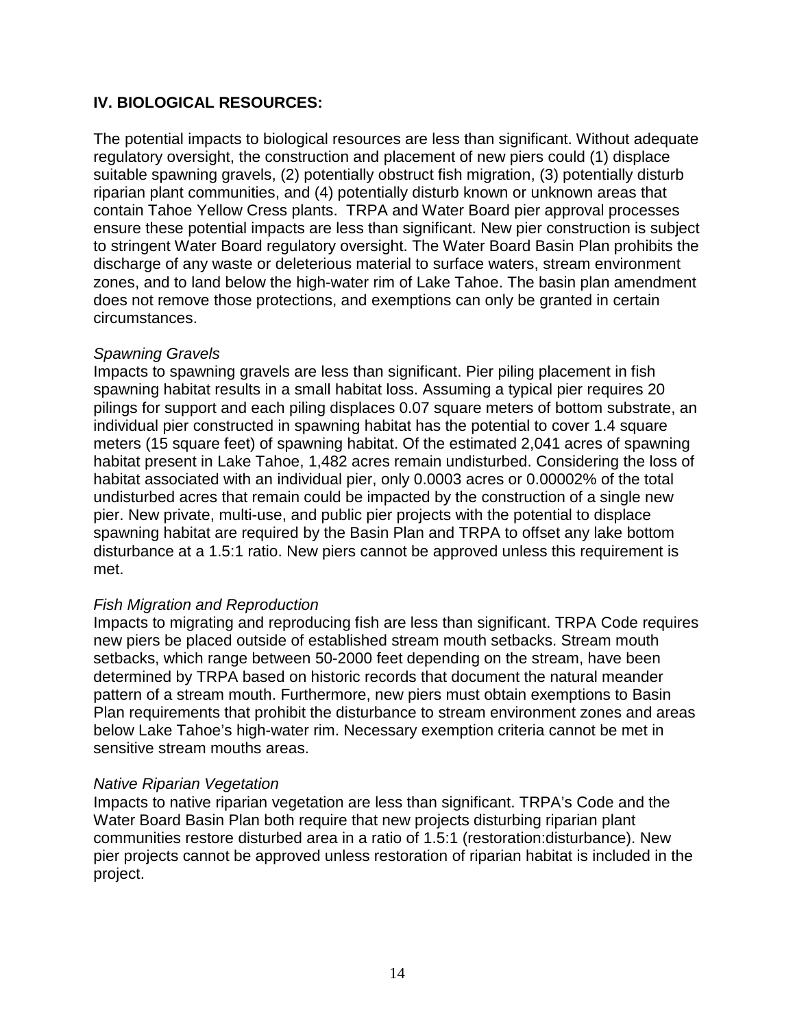## IV. BIOLOGICAL RESOURCES:

The potential impacts to biological resources are less than significant. Without adequate regulatory oversight, the construction and placement of new piers could (1) displace suitable spawning gravels, (2) potentially obstruct fish migration, (3) potentially disturb riparian plant communities, and (4) potentially disturb known or unknown areas that contain Tahoe Yellow Cress plants. TRPA and Water Board pier approval processes ensure these potential impacts are less than significant. New pier construction is subject to stringent Water Board regulatory oversight. The Water Board Basin Plan prohibits the discharge of any waste or deleterious material to surface waters, stream environment zones, and to land below the high-water rim of Lake Tahoe. The basin plan amendment does not remove those protections, and exemptions can only be granted in certain circumstances.

*Spawning Gravels*

Impacts to spawning gravels are less than significant. Pier piling placement in fish spawning habitat results in a small habitat loss. Assuming a typical pier requires 20 pilings for support and each piling displaces 0.07 square meters of bottom substrate, an individual pier constructed in spawning habitat has the potential to cover 1.4 square meters (15 square feet) of spawning habitat. Of the estimated 2,041 acres of spawning habitat present in Lake Tahoe, 1,482 acres remain undisturbed. Considering the loss of habitat associated with an individual pier, only 0.0003 acres or 0.00002% of the total undisturbed acres that remain could be impacted by the construction of a single new pier. New private, multi-use, and public pier projects with the potential to displace spawning habitat are required by the Basin Plan and TRPA to offset any lake bottom disturbance at a 1.5:1 ratio. New piers cannot be approved unless this requirement is met.

*Fish Migration and Reproduction*

Impacts to migrating and reproducing fish are less than significant. TRPA Code requires new piers be placed outside of established stream mouth setbacks. Stream mouth setbacks, which range between 50-2000 feet depending on the stream, have been determined by TRPA based on historic records that document the natural meander pattern of a stream mouth. Furthermore, new piers must obtain exemptions to Basin Plan requirements that prohibit the disturbance to stream environment zones and areas below Lake Tahoe's high-water rim. Necessary exemption criteria cannot be met in sensitive stream mouths areas.

*Native Riparian Vegetation*

Impacts to native riparian vegetation are less than significant. TRPA's Code and the Water Board Basin Plan both require that new projects disturbing riparian plant communities restore disturbed area in a ratio of 1.5:1 (restoration:disturbance). New pier projects cannot be approved unless restoration of riparian habitat is included in the project.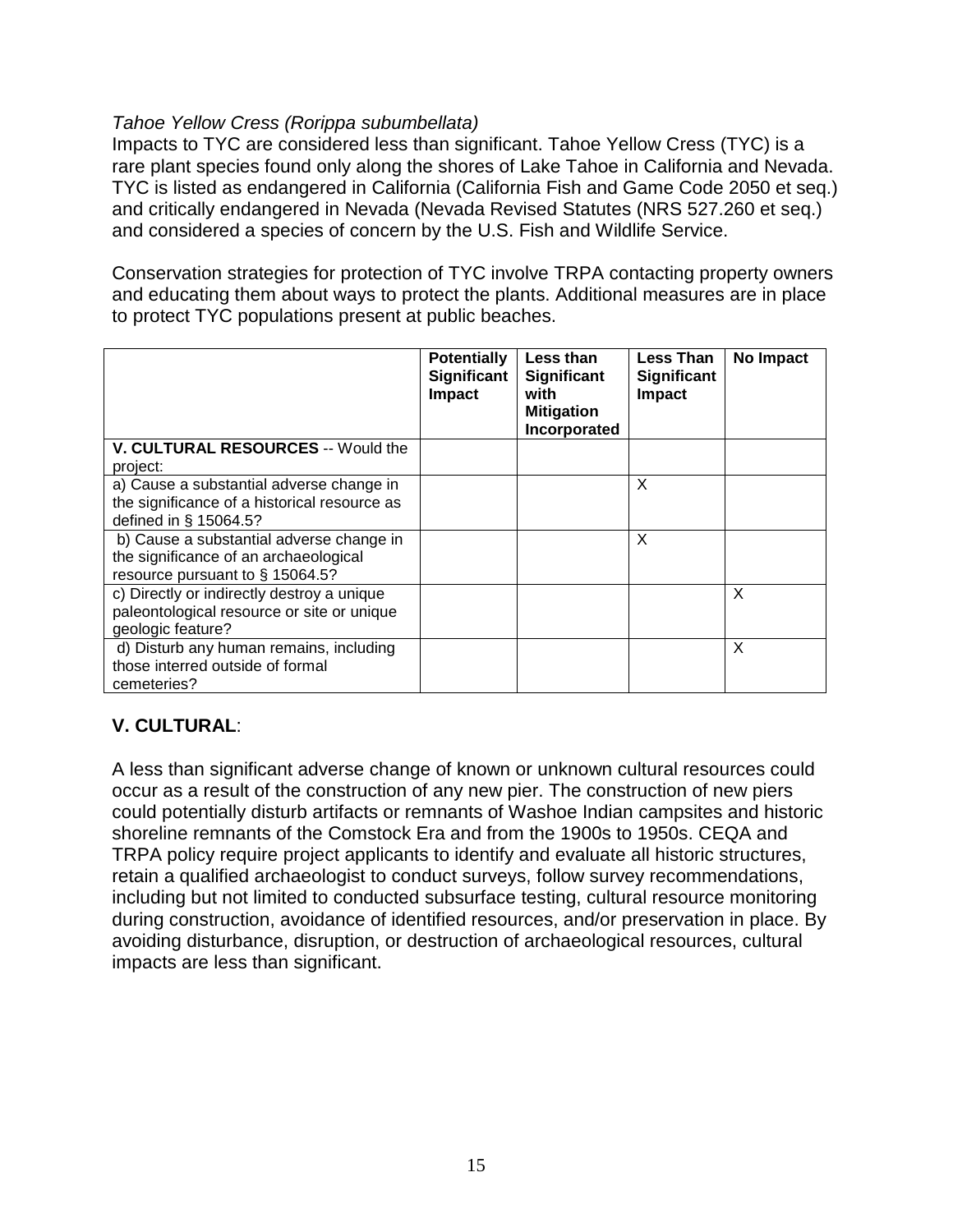*Tahoe Yellow Cress (Rorippa subumbellata)*

Impacts to TYC are considered less than significant. Tahoe Yellow Cress (TYC) is a rare plant species found only along the shores of Lake Tahoe in California and Nevada. TYC is listed as endangered in California (California Fish and Game Code 2050 et seq.) and critically endangered in Nevada (Nevada Revised Statutes (NRS 527.260 et seq.) and considered a species of concern by the U.S. Fish and Wildlife Service.

Conservation strategies for protection of TYC involve TRPA contacting property owners and educating them about ways to protect the plants. Additional measures are in place to protect TYC populations present at public beaches.

| | **Potentially Significant Impact** | **Less than Significant with Mitigation Incorporated** | **Less Than Significant Impact** | **No Impact** |
|---|---|---|---|---|
| **V. CULTURAL RESOURCES** -- Would the project: | | | | |
| a) Cause a substantial adverse change in the significance of a historical resource as defined in § 15064.5? | | | X | |
| b) Cause a substantial adverse change in the significance of an archaeological resource pursuant to § 15064.5? | | | X | |
| c) Directly or indirectly destroy a unique paleontological resource or site or unique geologic feature? | | | | X |
| d) Disturb any human remains, including those interred outside of formal cemeteries? | | | | X |

## V. CULTURAL:

A less than significant adverse change of known or unknown cultural resources could occur as a result of the construction of any new pier. The construction of new piers could potentially disturb artifacts or remnants of Washoe Indian campsites and historic shoreline remnants of the Comstock Era and from the 1900s to 1950s. CEQA and TRPA policy require project applicants to identify and evaluate all historic structures, retain a qualified archaeologist to conduct surveys, follow survey recommendations, including but not limited to conducted subsurface testing, cultural resource monitoring during construction, avoidance of identified resources, and/or preservation in place. By avoiding disturbance, disruption, or destruction of archaeological resources, cultural impacts are less than significant.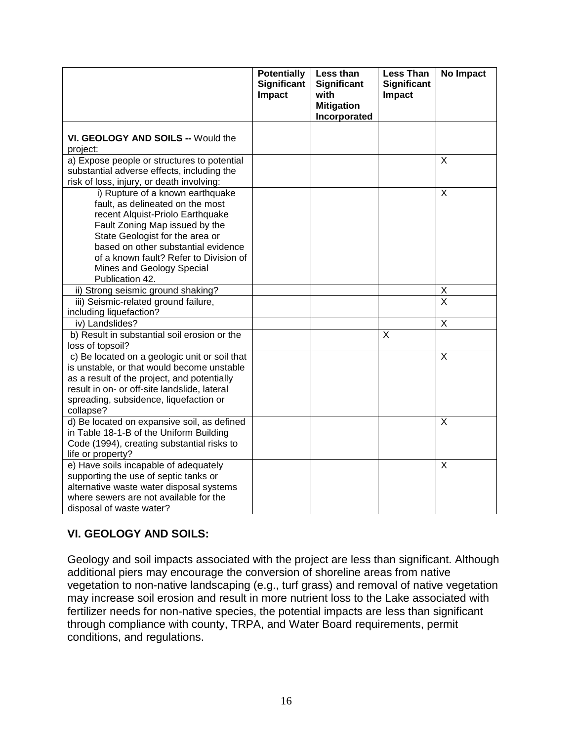| | Potentially Significant Impact | Less than Significant with Mitigation Incorporated | Less Than Significant Impact | No Impact |
|---|---|---|---|---|
| **VI. GEOLOGY AND SOILS --** Would the project: | | | | |
| a) Expose people or structures to potential substantial adverse effects, including the risk of loss, injury, or death involving: | | | | X |
| i) Rupture of a known earthquake fault, as delineated on the most recent Alquist-Priolo Earthquake Fault Zoning Map issued by the State Geologist for the area or based on other substantial evidence of a known fault? Refer to Division of Mines and Geology Special Publication 42. | | | | X |
| ii) Strong seismic ground shaking? | | | | X |
| iii) Seismic-related ground failure, including liquefaction? | | | | X |
| iv) Landslides? | | | | X |
| b) Result in substantial soil erosion or the loss of topsoil? | | | X | |
| c) Be located on a geologic unit or soil that is unstable, or that would become unstable as a result of the project, and potentially result in on- or off-site landslide, lateral spreading, subsidence, liquefaction or collapse? | | | | X |
| d) Be located on expansive soil, as defined in Table 18-1-B of the Uniform Building Code (1994), creating substantial risks to life or property? | | | | X |
| e) Have soils incapable of adequately supporting the use of septic tanks or alternative waste water disposal systems where sewers are not available for the disposal of waste water? | | | | X |

## VI. GEOLOGY AND SOILS:

Geology and soil impacts associated with the project are less than significant. Although additional piers may encourage the conversion of shoreline areas from native vegetation to non-native landscaping (e.g., turf grass) and removal of native vegetation may increase soil erosion and result in more nutrient loss to the Lake associated with fertilizer needs for non-native species, the potential impacts are less than significant through compliance with county, TRPA, and Water Board requirements, permit conditions, and regulations.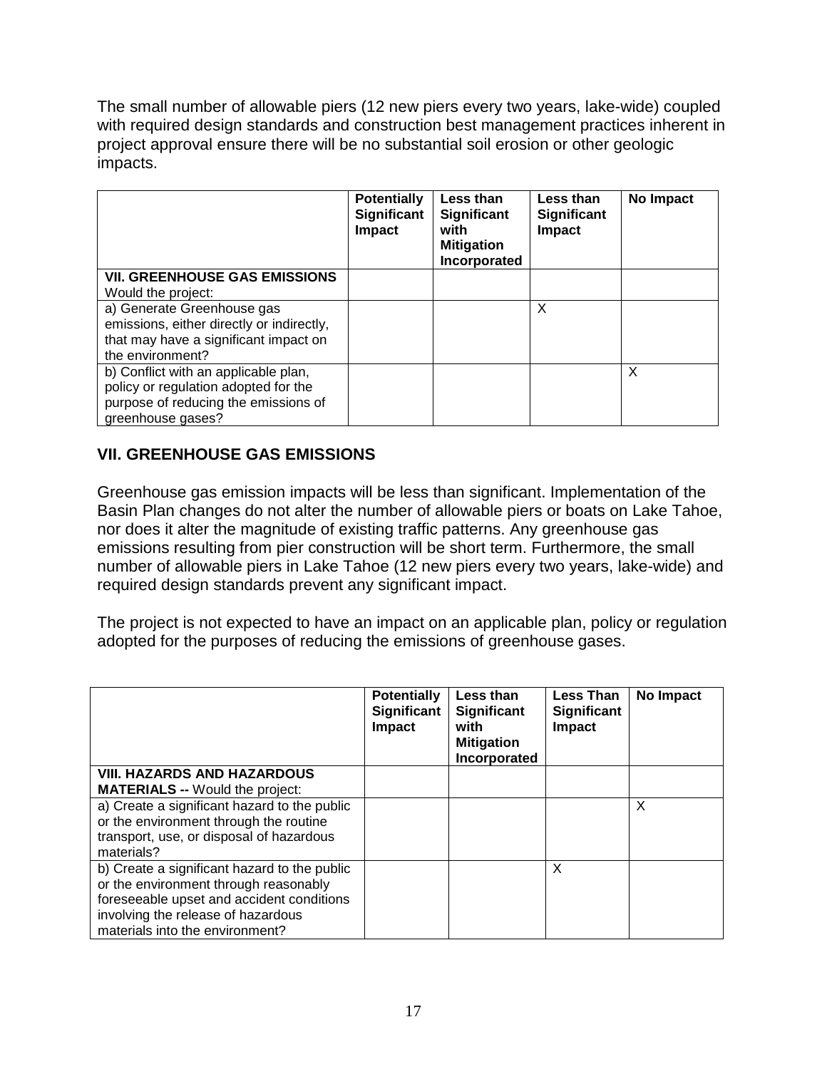The small number of allowable piers (12 new piers every two years, lake-wide) coupled with required design standards and construction best management practices inherent in project approval ensure there will be no substantial soil erosion or other geologic impacts.

| | Potentially Significant Impact | Less than Significant with Mitigation Incorporated | Less than Significant Impact | No Impact |
|---|---|---|---|---|
| **VII. GREENHOUSE GAS EMISSIONS** Would the project: | | | | |
| a) Generate Greenhouse gas emissions, either directly or indirectly, that may have a significant impact on the environment? | | | X | |
| b) Conflict with an applicable plan, policy or regulation adopted for the purpose of reducing the emissions of greenhouse gases? | | | | X |

## VII. GREENHOUSE GAS EMISSIONS

Greenhouse gas emission impacts will be less than significant. Implementation of the Basin Plan changes do not alter the number of allowable piers or boats on Lake Tahoe, nor does it alter the magnitude of existing traffic patterns. Any greenhouse gas emissions resulting from pier construction will be short term. Furthermore, the small number of allowable piers in Lake Tahoe (12 new piers every two years, lake-wide) and required design standards prevent any significant impact.

The project is not expected to have an impact on an applicable plan, policy or regulation adopted for the purposes of reducing the emissions of greenhouse gases.

| | Potentially Significant Impact | Less than Significant with Mitigation Incorporated | Less Than Significant Impact | No Impact |
|---|---|---|---|---|
| **VIII. HAZARDS AND HAZARDOUS MATERIALS --** Would the project: | | | | |
| a) Create a significant hazard to the public or the environment through the routine transport, use, or disposal of hazardous materials? | | | | X |
| b) Create a significant hazard to the public or the environment through reasonably foreseeable upset and accident conditions involving the release of hazardous materials into the environment? | | | X | |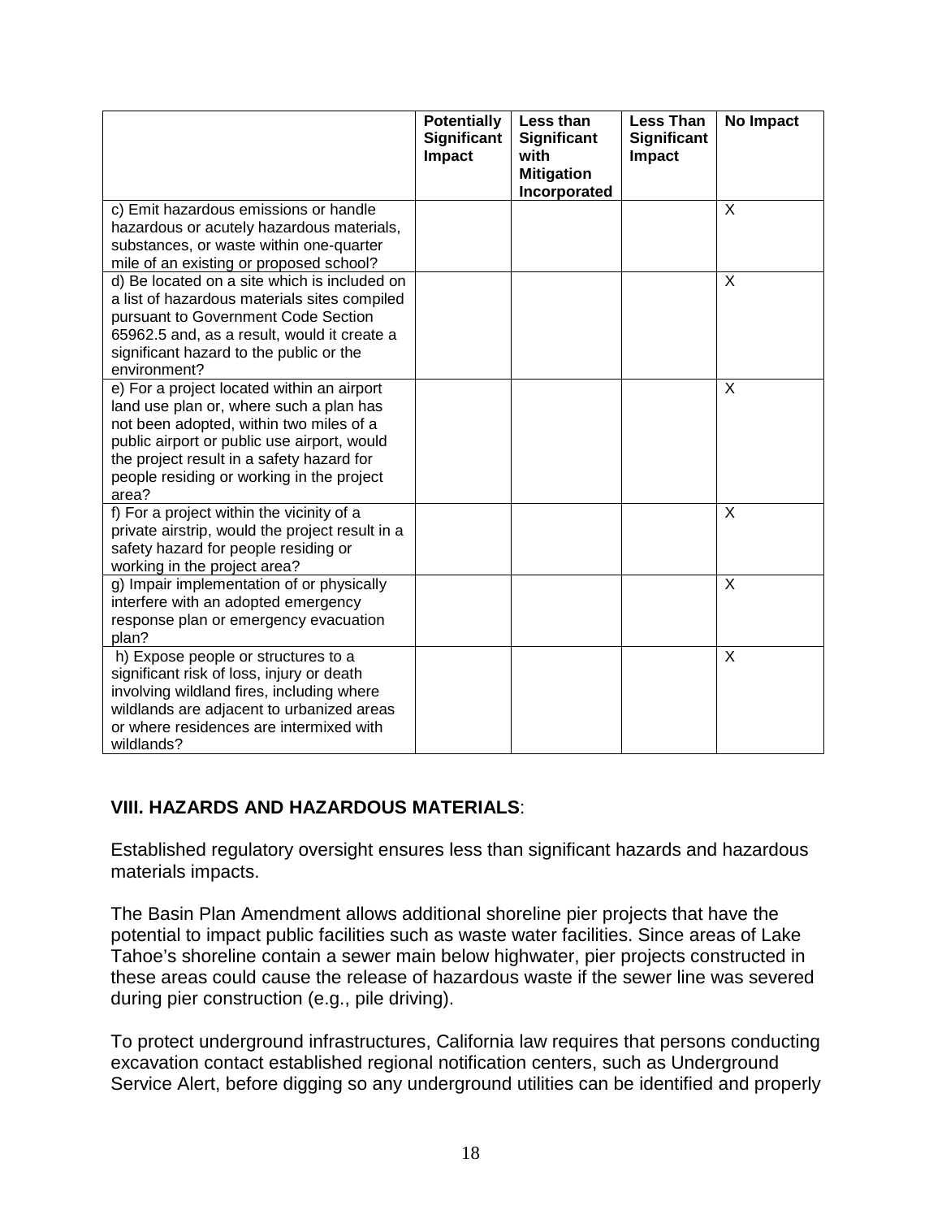| | Potentially Significant Impact | Less than Significant with Mitigation Incorporated | Less Than Significant Impact | No Impact |
|---|---|---|---|---|
| c) Emit hazardous emissions or handle hazardous or acutely hazardous materials, substances, or waste within one-quarter mile of an existing or proposed school? | | | | X |
| d) Be located on a site which is included on a list of hazardous materials sites compiled pursuant to Government Code Section 65962.5 and, as a result, would it create a significant hazard to the public or the environment? | | | | X |
| e) For a project located within an airport land use plan or, where such a plan has not been adopted, within two miles of a public airport or public use airport, would the project result in a safety hazard for people residing or working in the project area? | | | | X |
| f) For a project within the vicinity of a private airstrip, would the project result in a safety hazard for people residing or working in the project area? | | | | X |
| g) Impair implementation of or physically interfere with an adopted emergency response plan or emergency evacuation plan? | | | | X |
| h) Expose people or structures to a significant risk of loss, injury or death involving wildland fires, including where wildlands are adjacent to urbanized areas or where residences are intermixed with wildlands? | | | | X |

**VIII. HAZARDS AND HAZARDOUS MATERIALS**:

Established regulatory oversight ensures less than significant hazards and hazardous materials impacts.

The Basin Plan Amendment allows additional shoreline pier projects that have the potential to impact public facilities such as waste water facilities. Since areas of Lake Tahoe's shoreline contain a sewer main below highwater, pier projects constructed in these areas could cause the release of hazardous waste if the sewer line was severed during pier construction (e.g., pile driving).

To protect underground infrastructures, California law requires that persons conducting excavation contact established regional notification centers, such as Underground Service Alert, before digging so any underground utilities can be identified and properly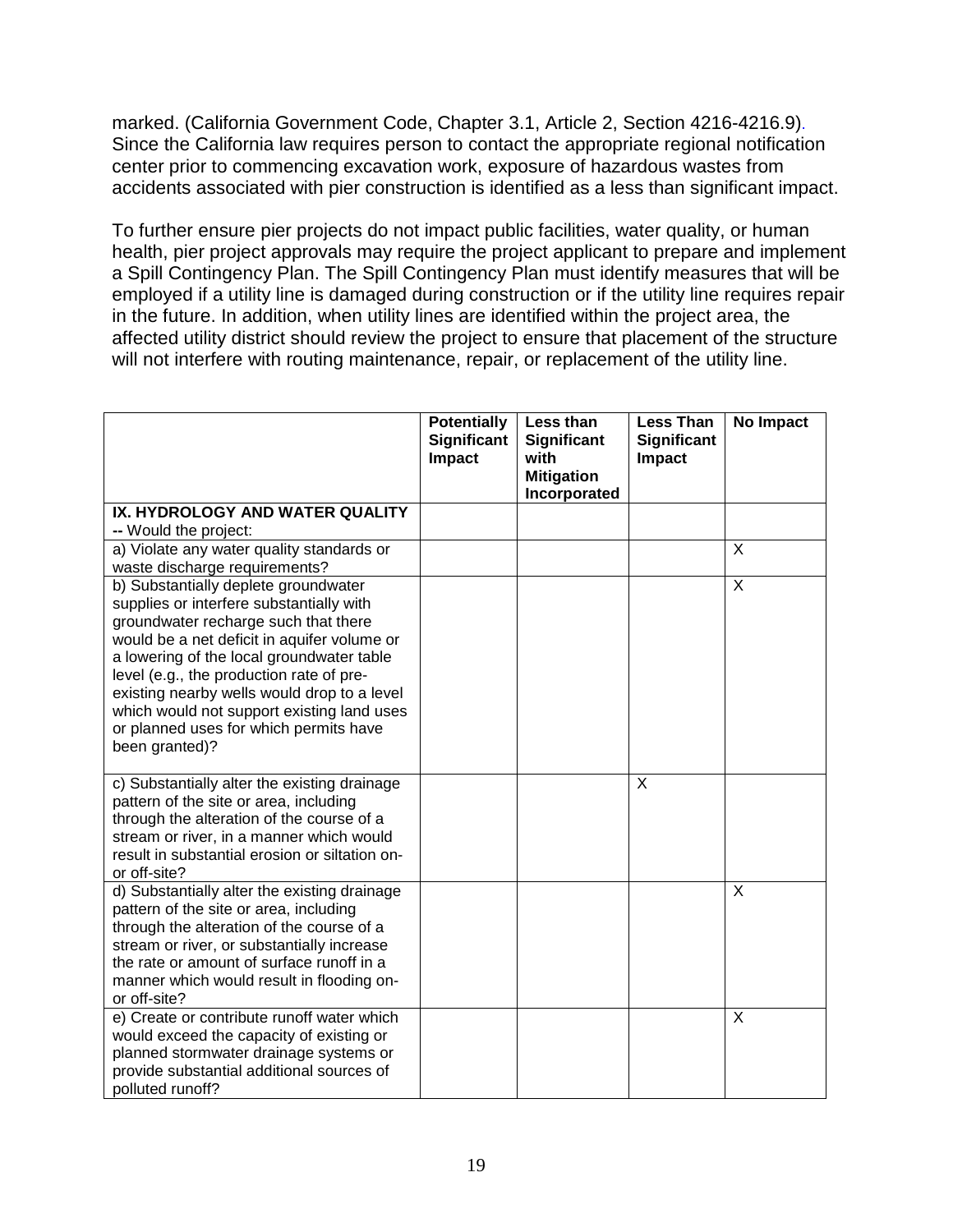marked. (California Government Code, Chapter 3.1, Article 2, Section 4216-4216.9). Since the California law requires person to contact the appropriate regional notification center prior to commencing excavation work, exposure of hazardous wastes from accidents associated with pier construction is identified as a less than significant impact.

To further ensure pier projects do not impact public facilities, water quality, or human health, pier project approvals may require the project applicant to prepare and implement a Spill Contingency Plan. The Spill Contingency Plan must identify measures that will be employed if a utility line is damaged during construction or if the utility line requires repair in the future. In addition, when utility lines are identified within the project area, the affected utility district should review the project to ensure that placement of the structure will not interfere with routing maintenance, repair, or replacement of the utility line.

| | **Potentially Significant Impact** | **Less than Significant with Mitigation Incorporated** | **Less Than Significant Impact** | **No Impact** |
|---|---|---|---|---|
| **IX. HYDROLOGY AND WATER QUALITY** -- Would the project: | | | | |
| a) Violate any water quality standards or waste discharge requirements? | | | | X |
| b) Substantially deplete groundwater supplies or interfere substantially with groundwater recharge such that there would be a net deficit in aquifer volume or a lowering of the local groundwater table level (e.g., the production rate of pre-existing nearby wells would drop to a level which would not support existing land uses or planned uses for which permits have been granted)? | | | | X |
| c) Substantially alter the existing drainage pattern of the site or area, including through the alteration of the course of a stream or river, in a manner which would result in substantial erosion or siltation on- or off-site? | | | X | |
| d) Substantially alter the existing drainage pattern of the site or area, including through the alteration of the course of a stream or river, or substantially increase the rate or amount of surface runoff in a manner which would result in flooding on- or off-site? | | | | X |
| e) Create or contribute runoff water which would exceed the capacity of existing or planned stormwater drainage systems or provide substantial additional sources of polluted runoff? | | | | X |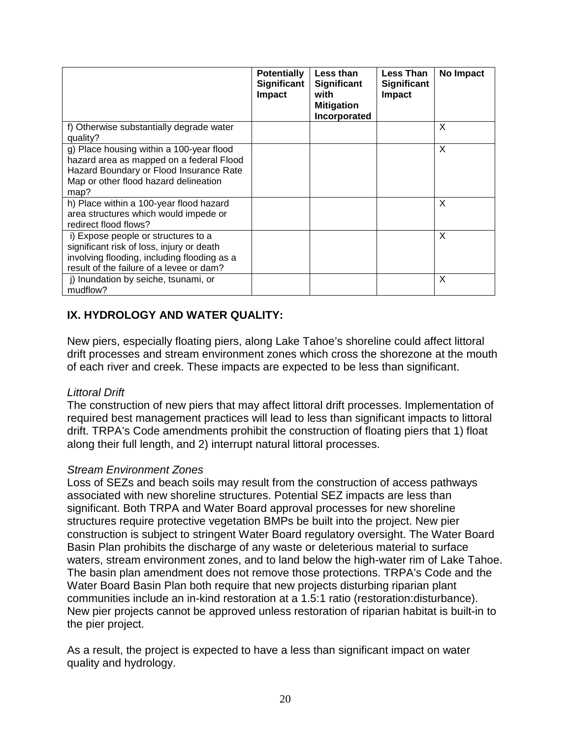| | Potentially Significant Impact | Less than Significant with Mitigation Incorporated | Less Than Significant Impact | No Impact |
|---|---|---|---|---|
| f) Otherwise substantially degrade water quality? | | | | X |
| g) Place housing within a 100-year flood hazard area as mapped on a federal Flood Hazard Boundary or Flood Insurance Rate Map or other flood hazard delineation map? | | | | X |
| h) Place within a 100-year flood hazard area structures which would impede or redirect flood flows? | | | | X |
| i) Expose people or structures to a significant risk of loss, injury or death involving flooding, including flooding as a result of the failure of a levee or dam? | | | | X |
| j) Inundation by seiche, tsunami, or mudflow? | | | | X |

## IX. HYDROLOGY AND WATER QUALITY:

New piers, especially floating piers, along Lake Tahoe's shoreline could affect littoral drift processes and stream environment zones which cross the shorezone at the mouth of each river and creek. These impacts are expected to be less than significant.

*Littoral Drift*

The construction of new piers that may affect littoral drift processes. Implementation of required best management practices will lead to less than significant impacts to littoral drift. TRPA's Code amendments prohibit the construction of floating piers that 1) float along their full length, and 2) interrupt natural littoral processes.

*Stream Environment Zones*

Loss of SEZs and beach soils may result from the construction of access pathways associated with new shoreline structures. Potential SEZ impacts are less than significant. Both TRPA and Water Board approval processes for new shoreline structures require protective vegetation BMPs be built into the project. New pier construction is subject to stringent Water Board regulatory oversight. The Water Board Basin Plan prohibits the discharge of any waste or deleterious material to surface waters, stream environment zones, and to land below the high-water rim of Lake Tahoe. The basin plan amendment does not remove those protections. TRPA's Code and the Water Board Basin Plan both require that new projects disturbing riparian plant communities include an in-kind restoration at a 1.5:1 ratio (restoration:disturbance). New pier projects cannot be approved unless restoration of riparian habitat is built-in to the pier project.

As a result, the project is expected to have a less than significant impact on water quality and hydrology.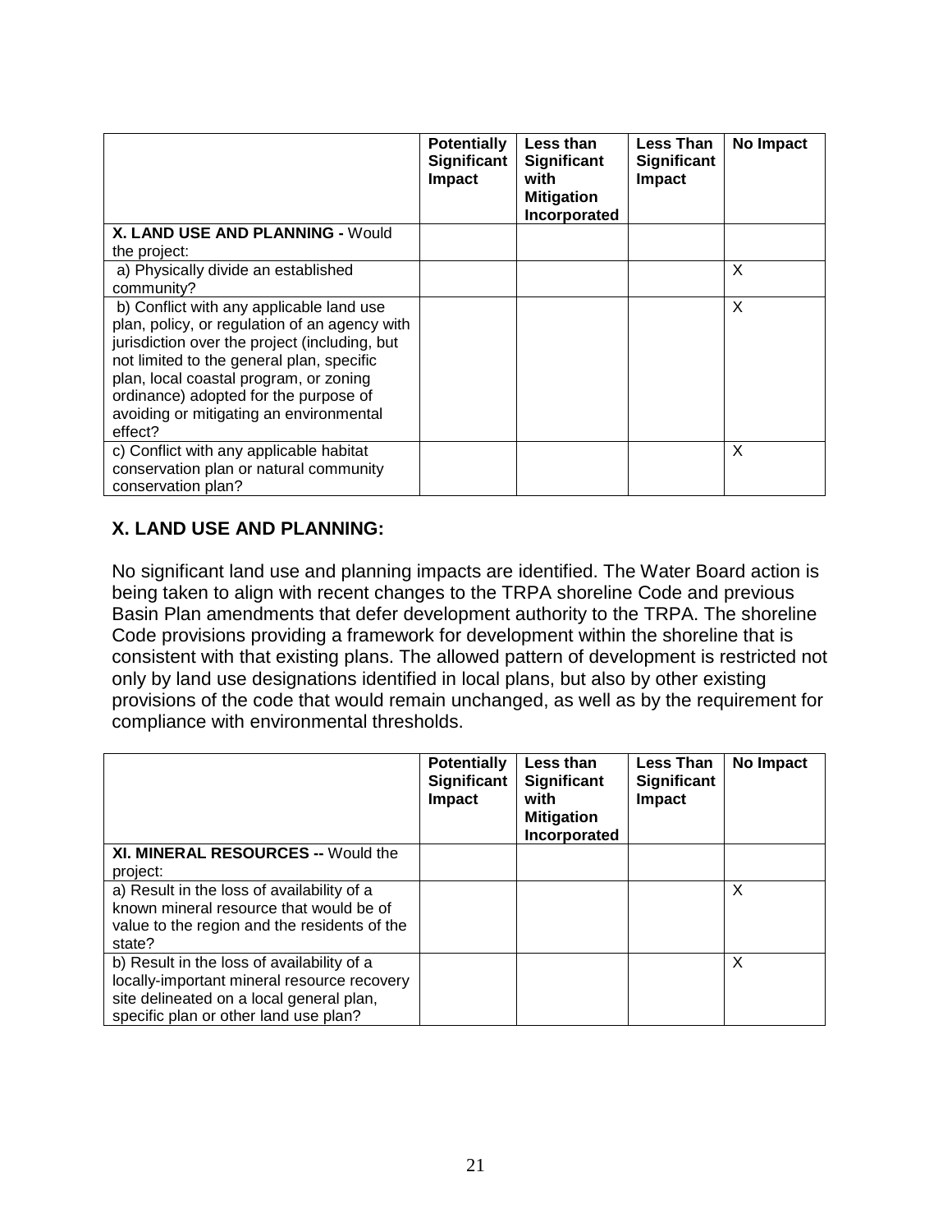| | **Potentially Significant Impact** | **Less than Significant with Mitigation Incorporated** | **Less Than Significant Impact** | **No Impact** |
|---|---|---|---|---|
| **X. LAND USE AND PLANNING -** Would the project: | | | | |
| a) Physically divide an established community? | | | | X |
| b) Conflict with any applicable land use plan, policy, or regulation of an agency with jurisdiction over the project (including, but not limited to the general plan, specific plan, local coastal program, or zoning ordinance) adopted for the purpose of avoiding or mitigating an environmental effect? | | | | X |
| c) Conflict with any applicable habitat conservation plan or natural community conservation plan? | | | | X |

## X. LAND USE AND PLANNING:

No significant land use and planning impacts are identified. The Water Board action is being taken to align with recent changes to the TRPA shoreline Code and previous Basin Plan amendments that defer development authority to the TRPA. The shoreline Code provisions providing a framework for development within the shoreline that is consistent with that existing plans. The allowed pattern of development is restricted not only by land use designations identified in local plans, but also by other existing provisions of the code that would remain unchanged, as well as by the requirement for compliance with environmental thresholds.

| | **Potentially Significant Impact** | **Less than Significant with Mitigation Incorporated** | **Less Than Significant Impact** | **No Impact** |
|---|---|---|---|---|
| **XI. MINERAL RESOURCES --** Would the project: | | | | |
| a) Result in the loss of availability of a known mineral resource that would be of value to the region and the residents of the state? | | | | X |
| b) Result in the loss of availability of a locally-important mineral resource recovery site delineated on a local general plan, specific plan or other land use plan? | | | | X |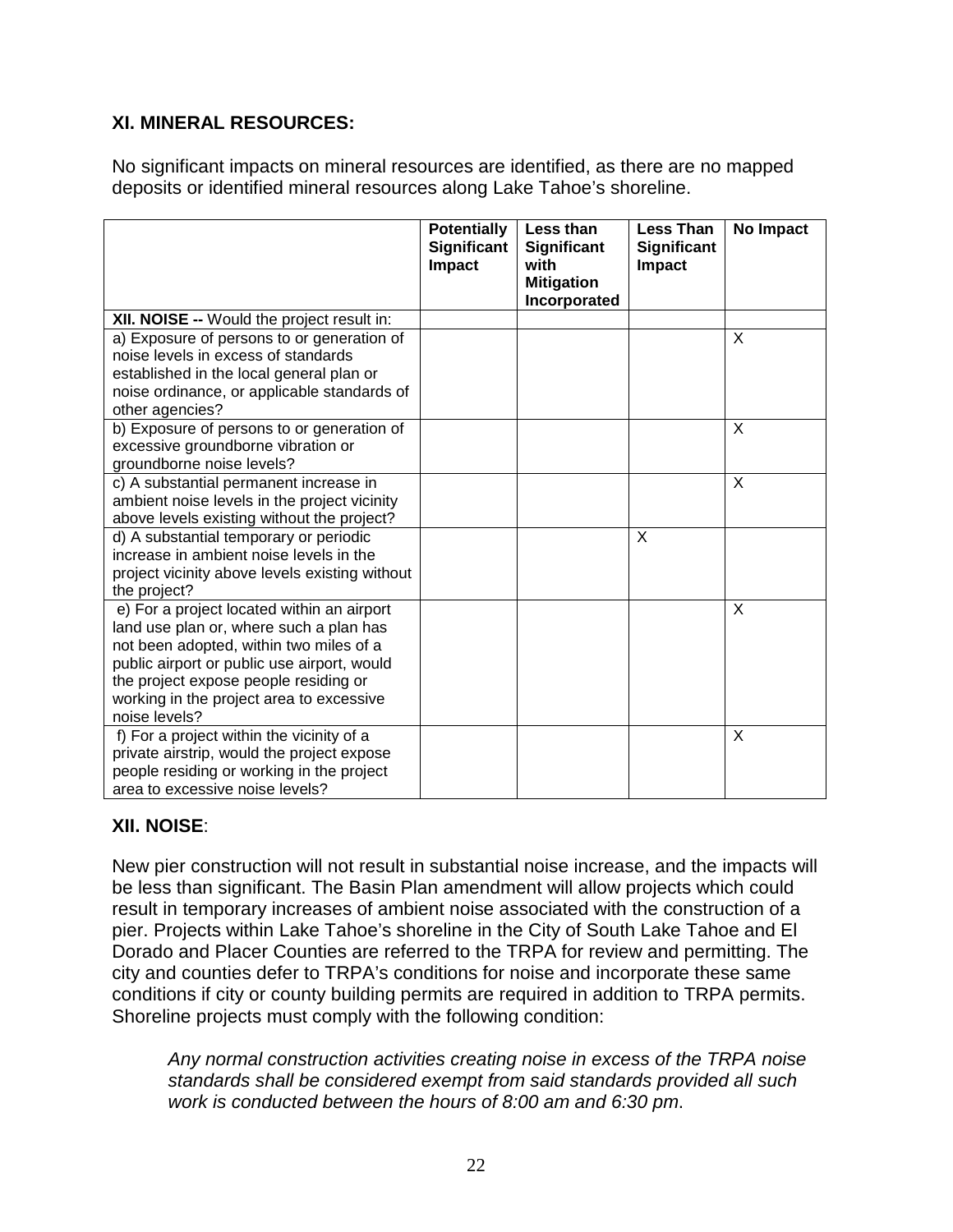### XI. MINERAL RESOURCES:

No significant impacts on mineral resources are identified, as there are no mapped deposits or identified mineral resources along Lake Tahoe's shoreline.

| | Potentially Significant Impact | Less than Significant with Mitigation Incorporated | Less Than Significant Impact | No Impact |
|---|---|---|---|---|
| **XII. NOISE --** Would the project result in: | | | | |
| a) Exposure of persons to or generation of noise levels in excess of standards established in the local general plan or noise ordinance, or applicable standards of other agencies? | | | | X |
| b) Exposure of persons to or generation of excessive groundborne vibration or groundborne noise levels? | | | | X |
| c) A substantial permanent increase in ambient noise levels in the project vicinity above levels existing without the project? | | | | X |
| d) A substantial temporary or periodic increase in ambient noise levels in the project vicinity above levels existing without the project? | | | X | |
| e) For a project located within an airport land use plan or, where such a plan has not been adopted, within two miles of a public airport or public use airport, would the project expose people residing or working in the project area to excessive noise levels? | | | | X |
| f) For a project within the vicinity of a private airstrip, would the project expose people residing or working in the project area to excessive noise levels? | | | | X |

### XII. NOISE:

New pier construction will not result in substantial noise increase, and the impacts will be less than significant. The Basin Plan amendment will allow projects which could result in temporary increases of ambient noise associated with the construction of a pier. Projects within Lake Tahoe's shoreline in the City of South Lake Tahoe and El Dorado and Placer Counties are referred to the TRPA for review and permitting. The city and counties defer to TRPA's conditions for noise and incorporate these same conditions if city or county building permits are required in addition to TRPA permits. Shoreline projects must comply with the following condition:

> *Any normal construction activities creating noise in excess of the TRPA noise standards shall be considered exempt from said standards provided all such work is conducted between the hours of 8:00 am and 6:30 pm*.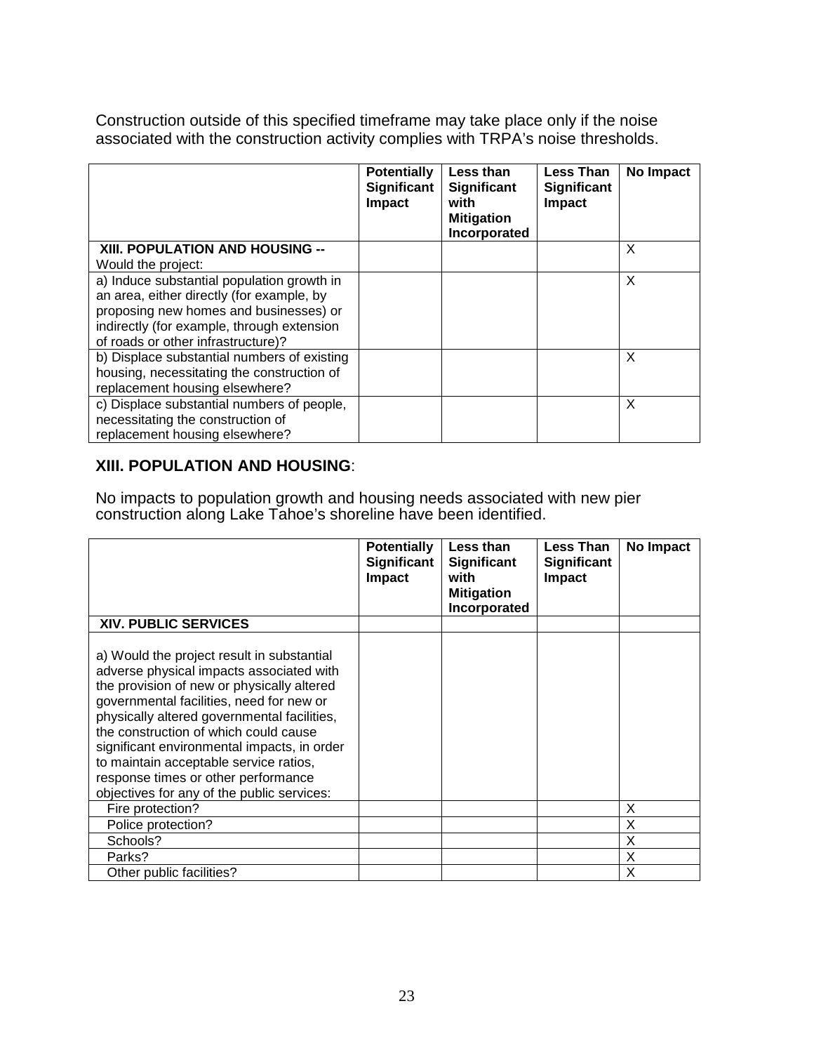Construction outside of this specified timeframe may take place only if the noise associated with the construction activity complies with TRPA's noise thresholds.

| | Potentially Significant Impact | Less than Significant with Mitigation Incorporated | Less Than Significant Impact | No Impact |
|---|---|---|---|---|
| **XIII. POPULATION AND HOUSING --** Would the project: | | | | X |
| a) Induce substantial population growth in an area, either directly (for example, by proposing new homes and businesses) or indirectly (for example, through extension of roads or other infrastructure)? | | | | X |
| b) Displace substantial numbers of existing housing, necessitating the construction of replacement housing elsewhere? | | | | X |
| c) Displace substantial numbers of people, necessitating the construction of replacement housing elsewhere? | | | | X |

**XIII. POPULATION AND HOUSING**:

No impacts to population growth and housing needs associated with new pier construction along Lake Tahoe's shoreline have been identified.

| | Potentially Significant Impact | Less than Significant with Mitigation Incorporated | Less Than Significant Impact | No Impact |
|---|---|---|---|---|
| **XIV. PUBLIC SERVICES** | | | | |
| a) Would the project result in substantial adverse physical impacts associated with the provision of new or physically altered governmental facilities, need for new or physically altered governmental facilities, the construction of which could cause significant environmental impacts, in order to maintain acceptable service ratios, response times or other performance objectives for any of the public services: | | | | |
| Fire protection? | | | | X |
| Police protection? | | | | X |
| Schools? | | | | X |
| Parks? | | | | X |
| Other public facilities? | | | | X |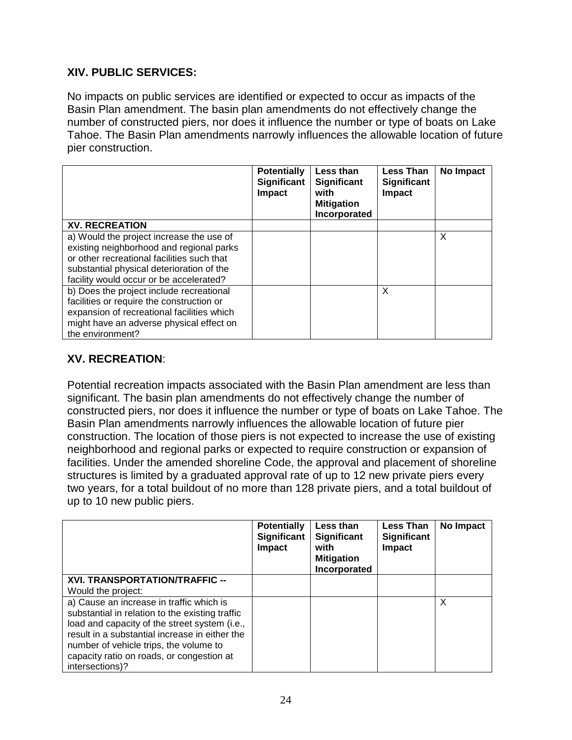**XIV. PUBLIC SERVICES:**

No impacts on public services are identified or expected to occur as impacts of the Basin Plan amendment. The basin plan amendments do not effectively change the number of constructed piers, nor does it influence the number or type of boats on Lake Tahoe. The Basin Plan amendments narrowly influences the allowable location of future pier construction.

| | Potentially Significant Impact | Less than Significant with Mitigation Incorporated | Less Than Significant Impact | No Impact |
|---|---|---|---|---|
| **XV. RECREATION** | | | | |
| a) Would the project increase the use of existing neighborhood and regional parks or other recreational facilities such that substantial physical deterioration of the facility would occur or be accelerated? | | | | X |
| b) Does the project include recreational facilities or require the construction or expansion of recreational facilities which might have an adverse physical effect on the environment? | | | X | |

**XV. RECREATION**:

Potential recreation impacts associated with the Basin Plan amendment are less than significant. The basin plan amendments do not effectively change the number of constructed piers, nor does it influence the number or type of boats on Lake Tahoe. The Basin Plan amendments narrowly influences the allowable location of future pier construction. The location of those piers is not expected to increase the use of existing neighborhood and regional parks or expected to require construction or expansion of facilities. Under the amended shoreline Code, the approval and placement of shoreline structures is limited by a graduated approval rate of up to 12 new private piers every two years, for a total buildout of no more than 128 private piers, and a total buildout of up to 10 new public piers.

| | Potentially Significant Impact | Less than Significant with Mitigation Incorporated | Less Than Significant Impact | No Impact |
|---|---|---|---|---|
| **XVI. TRANSPORTATION/TRAFFIC --** Would the project: | | | | |
| a) Cause an increase in traffic which is substantial in relation to the existing traffic load and capacity of the street system (i.e., result in a substantial increase in either the number of vehicle trips, the volume to capacity ratio on roads, or congestion at intersections)? | | | | X |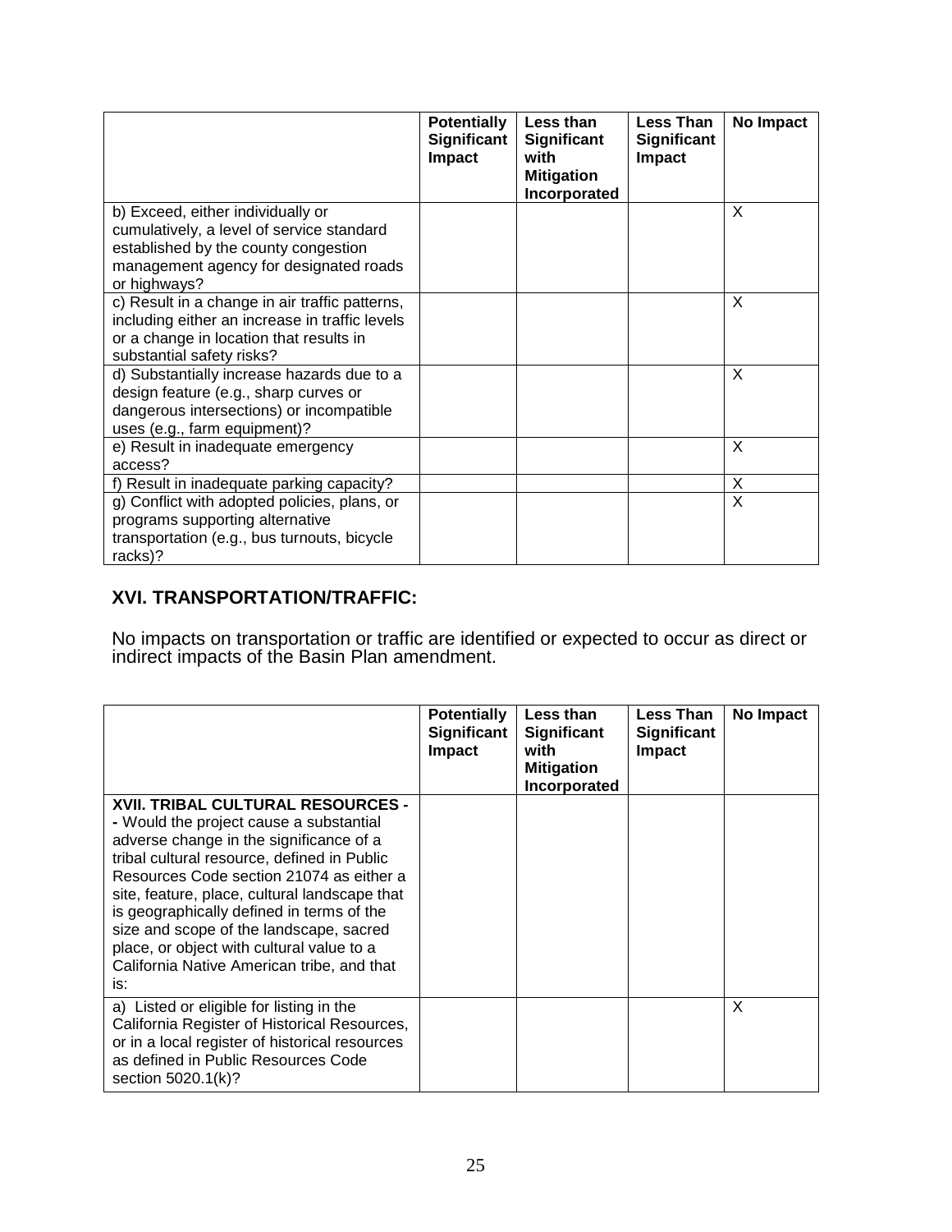| | Potentially Significant Impact | Less than Significant with Mitigation Incorporated | Less Than Significant Impact | No Impact |
|---|---|---|---|---|
| b) Exceed, either individually or cumulatively, a level of service standard established by the county congestion management agency for designated roads or highways? | | | | X |
| c) Result in a change in air traffic patterns, including either an increase in traffic levels or a change in location that results in substantial safety risks? | | | | X |
| d) Substantially increase hazards due to a design feature (e.g., sharp curves or dangerous intersections) or incompatible uses (e.g., farm equipment)? | | | | X |
| e) Result in inadequate emergency access? | | | | X |
| f) Result in inadequate parking capacity? | | | | X |
| g) Conflict with adopted policies, plans, or programs supporting alternative transportation (e.g., bus turnouts, bicycle racks)? | | | | X |

## XVI. TRANSPORTATION/TRAFFIC:

No impacts on transportation or traffic are identified or expected to occur as direct or indirect impacts of the Basin Plan amendment.

| | Potentially Significant Impact | Less than Significant with Mitigation Incorporated | Less Than Significant Impact | No Impact |
|---|---|---|---|---|
| **XVII. TRIBAL CULTURAL RESOURCES -** - Would the project cause a substantial adverse change in the significance of a tribal cultural resource, defined in Public Resources Code section 21074 as either a site, feature, place, cultural landscape that is geographically defined in terms of the size and scope of the landscape, sacred place, or object with cultural value to a California Native American tribe, and that is: | | | | |
| a) Listed or eligible for listing in the California Register of Historical Resources, or in a local register of historical resources as defined in Public Resources Code section 5020.1(k)? | | | | X |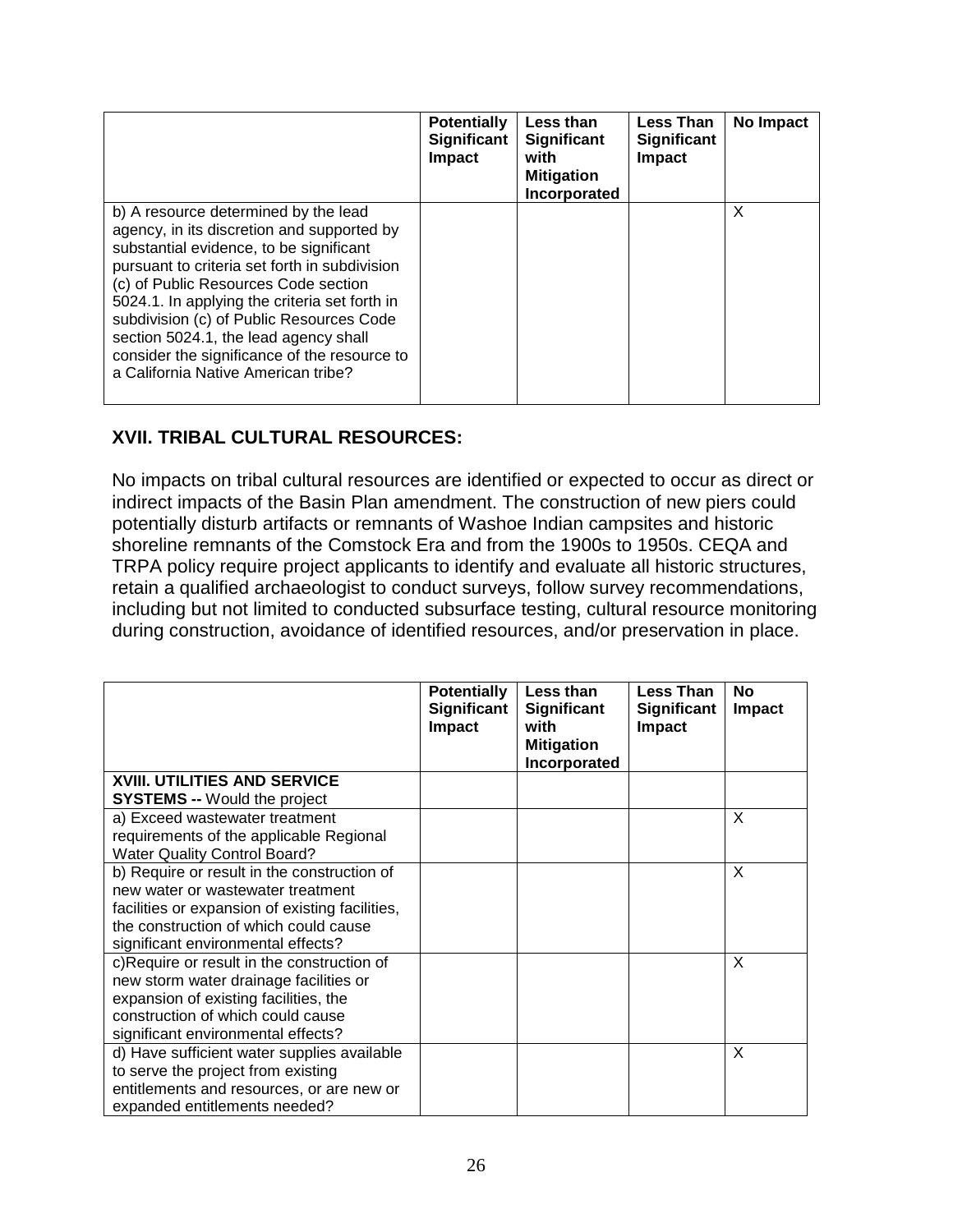| | Potentially Significant Impact | Less than Significant with Mitigation Incorporated | Less Than Significant Impact | No Impact |
|---|---|---|---|---|
| b) A resource determined by the lead agency, in its discretion and supported by substantial evidence, to be significant pursuant to criteria set forth in subdivision (c) of Public Resources Code section 5024.1. In applying the criteria set forth in subdivision (c) of Public Resources Code section 5024.1, the lead agency shall consider the significance of the resource to a California Native American tribe? | | | | X |

### XVII. TRIBAL CULTURAL RESOURCES:

No impacts on tribal cultural resources are identified or expected to occur as direct or indirect impacts of the Basin Plan amendment. The construction of new piers could potentially disturb artifacts or remnants of Washoe Indian campsites and historic shoreline remnants of the Comstock Era and from the 1900s to 1950s. CEQA and TRPA policy require project applicants to identify and evaluate all historic structures, retain a qualified archaeologist to conduct surveys, follow survey recommendations, including but not limited to conducted subsurface testing, cultural resource monitoring during construction, avoidance of identified resources, and/or preservation in place.

| | Potentially Significant Impact | Less than Significant with Mitigation Incorporated | Less Than Significant Impact | No Impact |
|---|---|---|---|---|
| **XVIII. UTILITIES AND SERVICE SYSTEMS --** Would the project | | | | |
| a) Exceed wastewater treatment requirements of the applicable Regional Water Quality Control Board? | | | | X |
| b) Require or result in the construction of new water or wastewater treatment facilities or expansion of existing facilities, the construction of which could cause significant environmental effects? | | | | X |
| c)Require or result in the construction of new storm water drainage facilities or expansion of existing facilities, the construction of which could cause significant environmental effects? | | | | X |
| d) Have sufficient water supplies available to serve the project from existing entitlements and resources, or are new or expanded entitlements needed? | | | | X |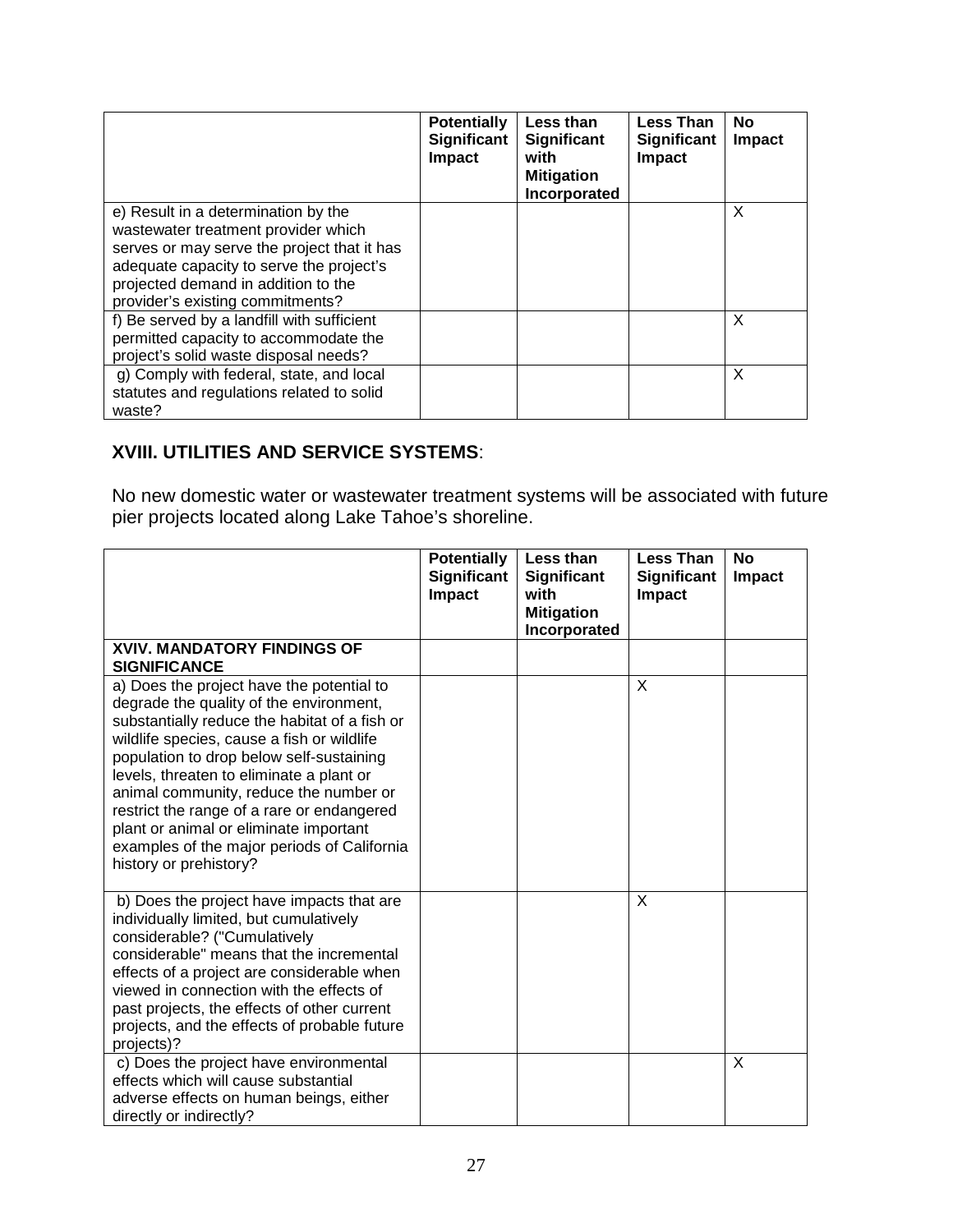| | Potentially Significant Impact | Less than Significant with Mitigation Incorporated | Less Than Significant Impact | No Impact |
|---|---|---|---|---|
| e) Result in a determination by the wastewater treatment provider which serves or may serve the project that it has adequate capacity to serve the project's projected demand in addition to the provider's existing commitments? | | | | X |
| f) Be served by a landfill with sufficient permitted capacity to accommodate the project's solid waste disposal needs? | | | | X |
| g) Comply with federal, state, and local statutes and regulations related to solid waste? | | | | X |

**XVIII. UTILITIES AND SERVICE SYSTEMS**:

No new domestic water or wastewater treatment systems will be associated with future pier projects located along Lake Tahoe's shoreline.

| | Potentially Significant Impact | Less than Significant with Mitigation Incorporated | Less Than Significant Impact | No Impact |
|---|---|---|---|---|
| **XIV. MANDATORY FINDINGS OF SIGNIFICANCE** | | | | |
| a) Does the project have the potential to degrade the quality of the environment, substantially reduce the habitat of a fish or wildlife species, cause a fish or wildlife population to drop below self-sustaining levels, threaten to eliminate a plant or animal community, reduce the number or restrict the range of a rare or endangered plant or animal or eliminate important examples of the major periods of California history or prehistory? | | | X | |
| b) Does the project have impacts that are individually limited, but cumulatively considerable? ("Cumulatively considerable" means that the incremental effects of a project are considerable when viewed in connection with the effects of past projects, the effects of other current projects, and the effects of probable future projects)? | | | X | |
| c) Does the project have environmental effects which will cause substantial adverse effects on human beings, either directly or indirectly? | | | | X |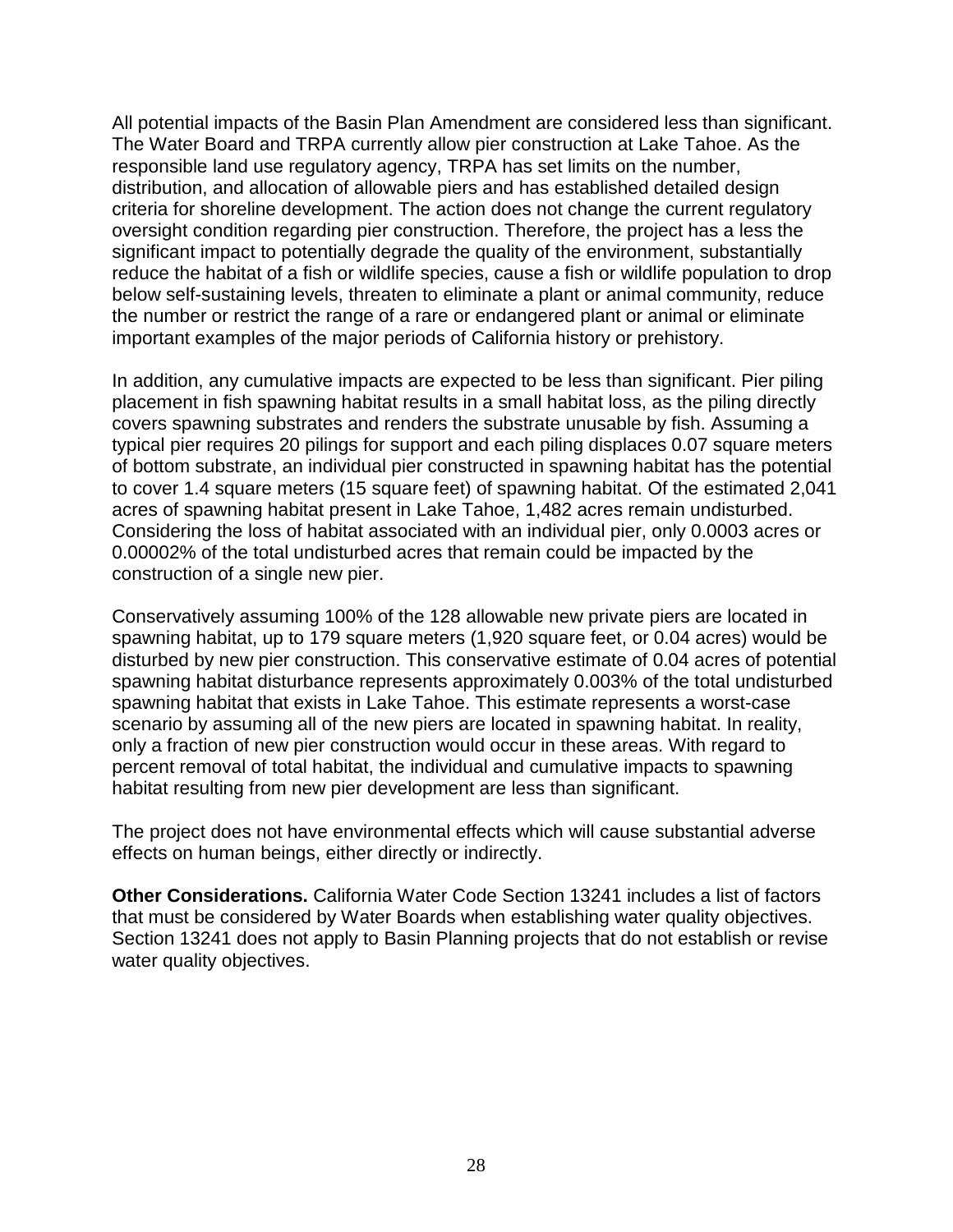All potential impacts of the Basin Plan Amendment are considered less than significant. The Water Board and TRPA currently allow pier construction at Lake Tahoe. As the responsible land use regulatory agency, TRPA has set limits on the number, distribution, and allocation of allowable piers and has established detailed design criteria for shoreline development. The action does not change the current regulatory oversight condition regarding pier construction. Therefore, the project has a less the significant impact to potentially degrade the quality of the environment, substantially reduce the habitat of a fish or wildlife species, cause a fish or wildlife population to drop below self-sustaining levels, threaten to eliminate a plant or animal community, reduce the number or restrict the range of a rare or endangered plant or animal or eliminate important examples of the major periods of California history or prehistory.

In addition, any cumulative impacts are expected to be less than significant. Pier piling placement in fish spawning habitat results in a small habitat loss, as the piling directly covers spawning substrates and renders the substrate unusable by fish. Assuming a typical pier requires 20 pilings for support and each piling displaces 0.07 square meters of bottom substrate, an individual pier constructed in spawning habitat has the potential to cover 1.4 square meters (15 square feet) of spawning habitat. Of the estimated 2,041 acres of spawning habitat present in Lake Tahoe, 1,482 acres remain undisturbed. Considering the loss of habitat associated with an individual pier, only 0.0003 acres or 0.00002% of the total undisturbed acres that remain could be impacted by the construction of a single new pier.

Conservatively assuming 100% of the 128 allowable new private piers are located in spawning habitat, up to 179 square meters (1,920 square feet, or 0.04 acres) would be disturbed by new pier construction. This conservative estimate of 0.04 acres of potential spawning habitat disturbance represents approximately 0.003% of the total undisturbed spawning habitat that exists in Lake Tahoe. This estimate represents a worst-case scenario by assuming all of the new piers are located in spawning habitat. In reality, only a fraction of new pier construction would occur in these areas. With regard to percent removal of total habitat, the individual and cumulative impacts to spawning habitat resulting from new pier development are less than significant.

The project does not have environmental effects which will cause substantial adverse effects on human beings, either directly or indirectly.

**Other Considerations.** California Water Code Section 13241 includes a list of factors that must be considered by Water Boards when establishing water quality objectives. Section 13241 does not apply to Basin Planning projects that do not establish or revise water quality objectives.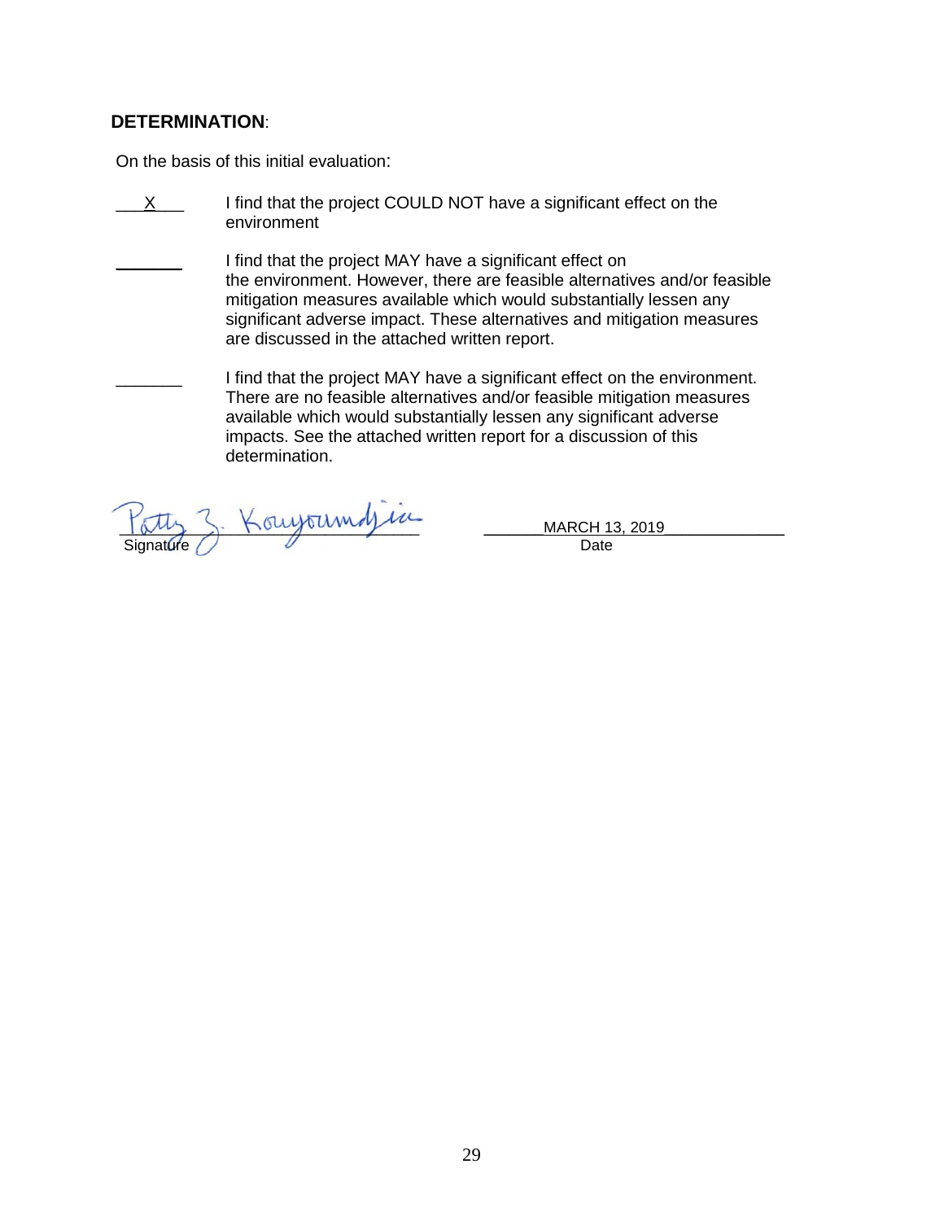**DETERMINATION**:

On the basis of this initial evaluation:

\_\_\_X\_\_\_ I find that the project COULD NOT have a significant effect on the environment

\_\_\_\_\_\_\_ I find that the project MAY have a significant effect on the environment. However, there are feasible alternatives and/or feasible mitigation measures available which would substantially lessen any significant adverse impact. These alternatives and mitigation measures are discussed in the attached written report.

\_\_\_\_\_\_\_ I find that the project MAY have a significant effect on the environment. There are no feasible alternatives and/or feasible mitigation measures available which would substantially lessen any significant adverse impacts. See the attached written report for a discussion of this determination.

Patty Z. Kouyoumdjian
Signature

MARCH 13, 2019
Date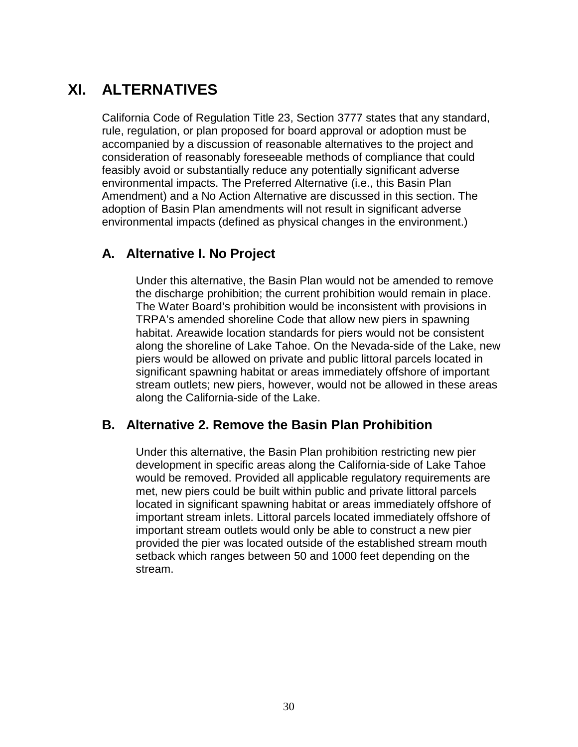# XI. ALTERNATIVES

California Code of Regulation Title 23, Section 3777 states that any standard, rule, regulation, or plan proposed for board approval or adoption must be accompanied by a discussion of reasonable alternatives to the project and consideration of reasonably foreseeable methods of compliance that could feasibly avoid or substantially reduce any potentially significant adverse environmental impacts. The Preferred Alternative (i.e., this Basin Plan Amendment) and a No Action Alternative are discussed in this section. The adoption of Basin Plan amendments will not result in significant adverse environmental impacts (defined as physical changes in the environment.)

## A. Alternative I. No Project

Under this alternative, the Basin Plan would not be amended to remove the discharge prohibition; the current prohibition would remain in place. The Water Board's prohibition would be inconsistent with provisions in TRPA's amended shoreline Code that allow new piers in spawning habitat. Areawide location standards for piers would not be consistent along the shoreline of Lake Tahoe. On the Nevada-side of the Lake, new piers would be allowed on private and public littoral parcels located in significant spawning habitat or areas immediately offshore of important stream outlets; new piers, however, would not be allowed in these areas along the California-side of the Lake.

## B. Alternative 2. Remove the Basin Plan Prohibition

Under this alternative, the Basin Plan prohibition restricting new pier development in specific areas along the California-side of Lake Tahoe would be removed. Provided all applicable regulatory requirements are met, new piers could be built within public and private littoral parcels located in significant spawning habitat or areas immediately offshore of important stream inlets. Littoral parcels located immediately offshore of important stream outlets would only be able to construct a new pier provided the pier was located outside of the established stream mouth setback which ranges between 50 and 1000 feet depending on the stream.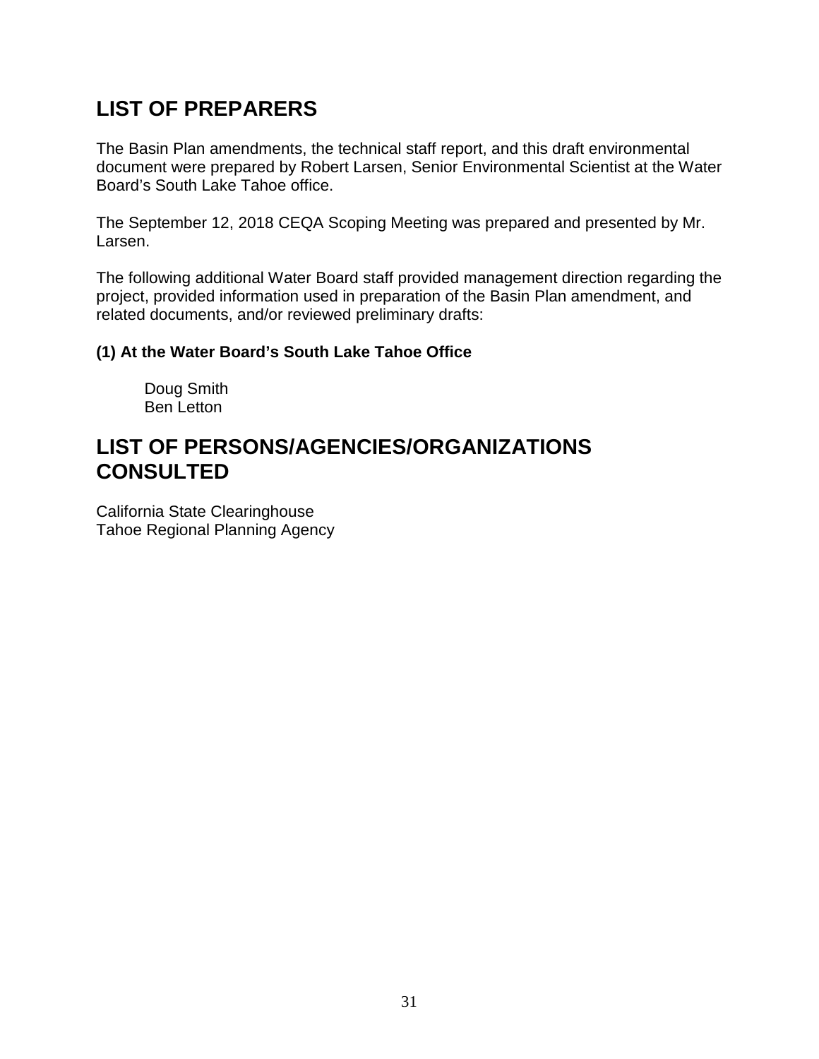# LIST OF PREPARERS

The Basin Plan amendments, the technical staff report, and this draft environmental document were prepared by Robert Larsen, Senior Environmental Scientist at the Water Board's South Lake Tahoe office.

The September 12, 2018 CEQA Scoping Meeting was prepared and presented by Mr. Larsen.

The following additional Water Board staff provided management direction regarding the project, provided information used in preparation of the Basin Plan amendment, and related documents, and/or reviewed preliminary drafts:

**(1) At the Water Board's South Lake Tahoe Office**

Doug Smith
Ben Letton

# LIST OF PERSONS/AGENCIES/ORGANIZATIONS CONSULTED

California State Clearinghouse
Tahoe Regional Planning Agency